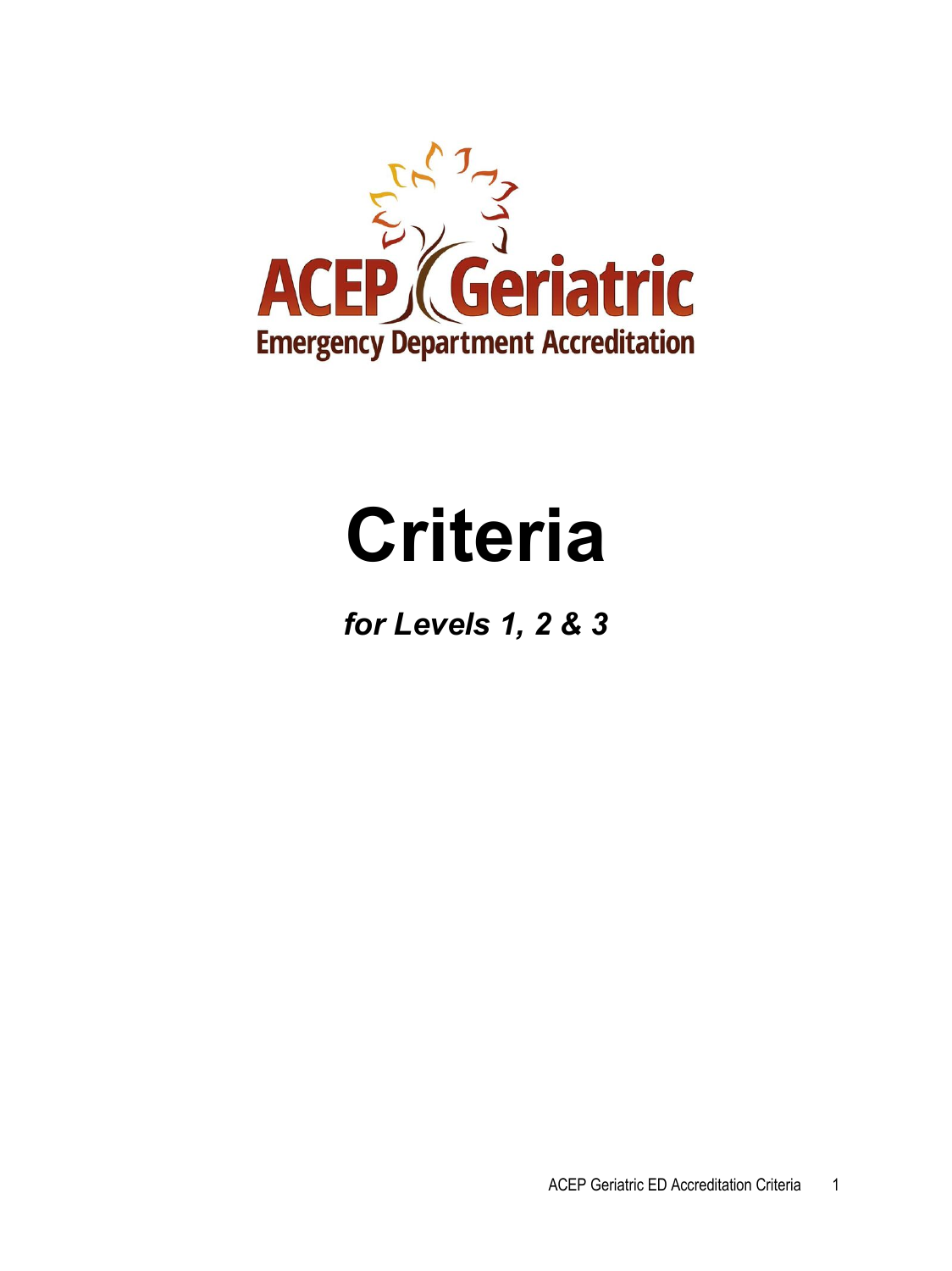ACEP Geriatric

Emergency Department Accreditation

# Criteria

***for Levels 1, 2 & 3***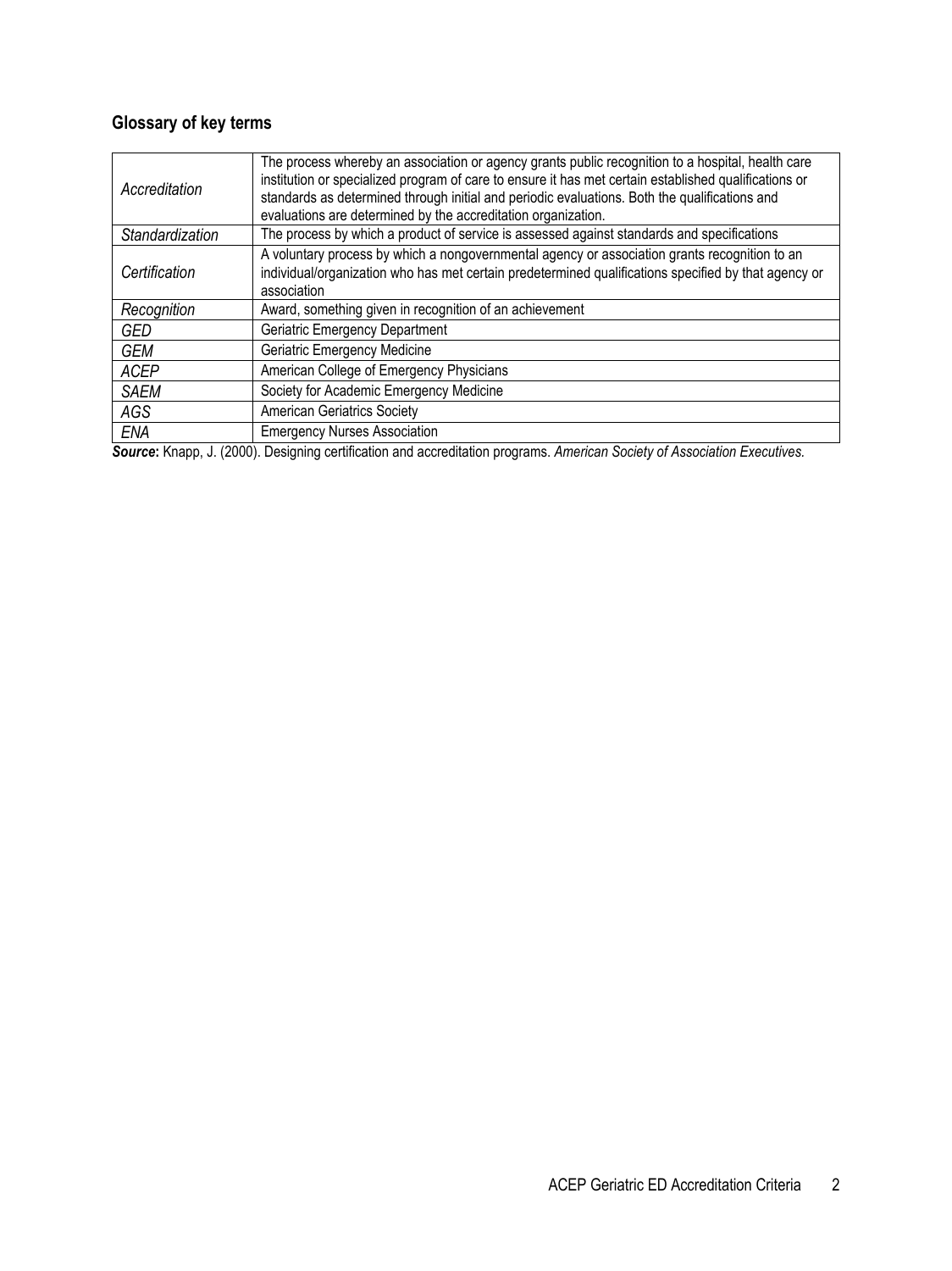## Glossary of key terms

| | |
|---|---|
| *Accreditation* | The process whereby an association or agency grants public recognition to a hospital, health care institution or specialized program of care to ensure it has met certain established qualifications or standards as determined through initial and periodic evaluations. Both the qualifications and evaluations are determined by the accreditation organization. |
| *Standardization* | The process by which a product of service is assessed against standards and specifications |
| *Certification* | A voluntary process by which a nongovernmental agency or association grants recognition to an individual/organization who has met certain predetermined qualifications specified by that agency or association |
| *Recognition* | Award, something given in recognition of an achievement |
| *GED* | Geriatric Emergency Department |
| *GEM* | Geriatric Emergency Medicine |
| *ACEP* | American College of Emergency Physicians |
| *SAEM* | Society for Academic Emergency Medicine |
| *AGS* | American Geriatrics Society |
| *ENA* | Emergency Nurses Association |

***Source*:** Knapp, J. (2000). Designing certification and accreditation programs. *American Society of Association Executives.*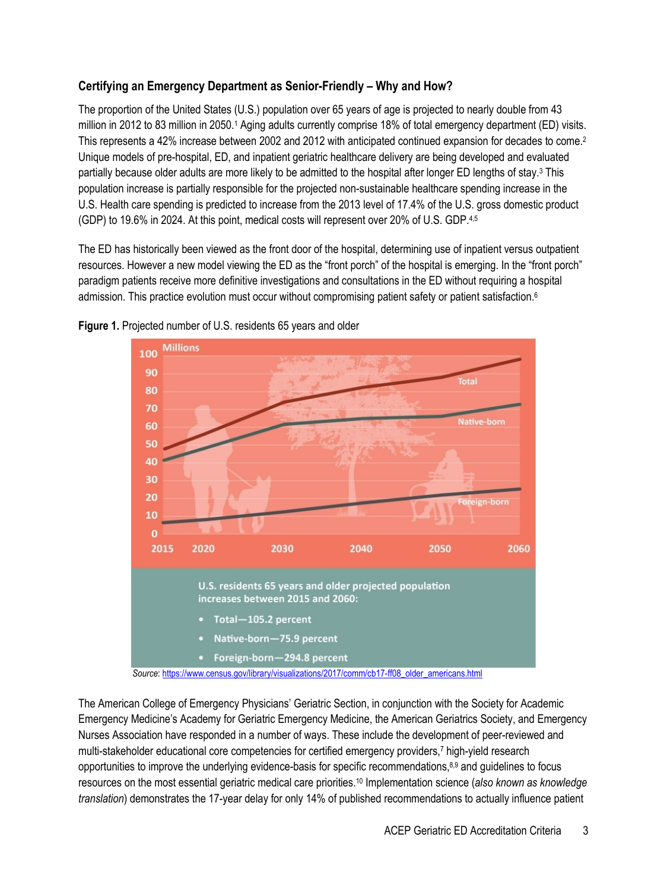### Certifying an Emergency Department as Senior-Friendly – Why and How?

The proportion of the United States (U.S.) population over 65 years of age is projected to nearly double from 43 million in 2012 to 83 million in 2050.[1] Aging adults currently comprise 18% of total emergency department (ED) visits. This represents a 42% increase between 2002 and 2012 with anticipated continued expansion for decades to come.[2] Unique models of pre-hospital, ED, and inpatient geriatric healthcare delivery are being developed and evaluated partially because older adults are more likely to be admitted to the hospital after longer ED lengths of stay.[3] This population increase is partially responsible for the projected non-sustainable healthcare spending increase in the U.S. Health care spending is predicted to increase from the 2013 level of 17.4% of the U.S. gross domestic product (GDP) to 19.6% in 2024. At this point, medical costs will represent over 20% of U.S. GDP.[4,5]

The ED has historically been viewed as the front door of the hospital, determining use of inpatient versus outpatient resources. However a new model viewing the ED as the "front porch" of the hospital is emerging. In the "front porch" paradigm patients receive more definitive investigations and consultations in the ED without requiring a hospital admission. This practice evolution must occur without compromising patient safety or patient satisfaction.[6]

**Figure 1.** Projected number of U.S. residents 65 years and older

Millions

U.S. residents 65 years and older projected population increases between 2015 and 2060:

- Total—105.2 percent
- Native-born—75.9 percent
- Foreign-born—294.8 percent

*Source*: https://www.census.gov/library/visualizations/2017/comm/cb17-ff08_older_americans.html

The American College of Emergency Physicians' Geriatric Section, in conjunction with the Society for Academic Emergency Medicine's Academy for Geriatric Emergency Medicine, the American Geriatrics Society, and Emergency Nurses Association have responded in a number of ways. These include the development of peer-reviewed and multi-stakeholder educational core competencies for certified emergency providers,[7] high-yield research opportunities to improve the underlying evidence-basis for specific recommendations,[8,9] and guidelines to focus resources on the most essential geriatric medical care priorities.[10] Implementation science (*also known as knowledge translation*) demonstrates the 17-year delay for only 14% of published recommendations to actually influence patient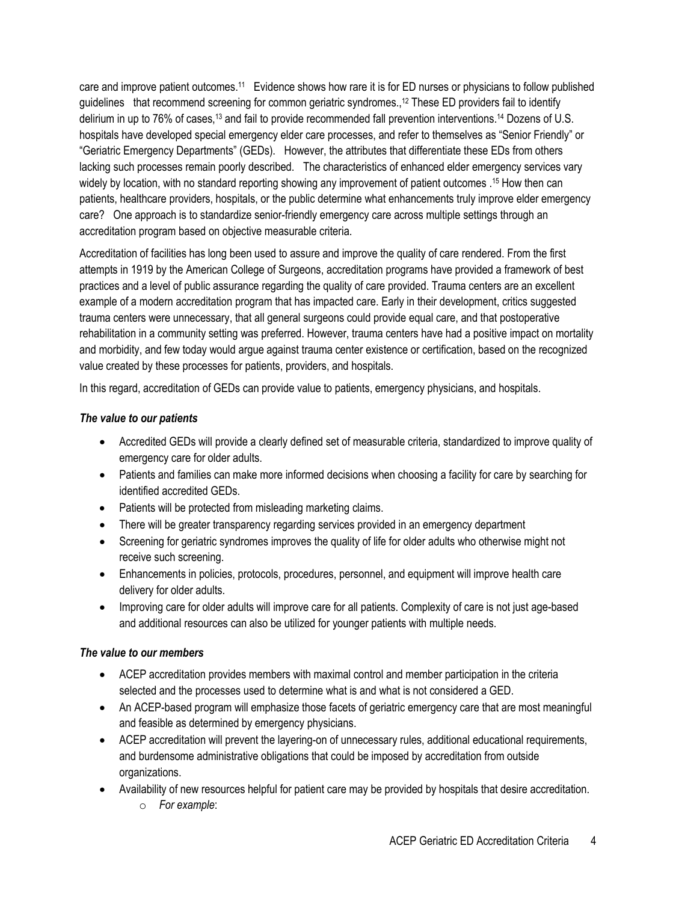care and improve patient outcomes.[11] Evidence shows how rare it is for ED nurses or physicians to follow published guidelines that recommend screening for common geriatric syndromes.,[12] These ED providers fail to identify delirium in up to 76% of cases,[13] and fail to provide recommended fall prevention interventions.[14] Dozens of U.S. hospitals have developed special emergency elder care processes, and refer to themselves as "Senior Friendly" or "Geriatric Emergency Departments" (GEDs). However, the attributes that differentiate these EDs from others lacking such processes remain poorly described. The characteristics of enhanced elder emergency services vary widely by location, with no standard reporting showing any improvement of patient outcomes .[15] How then can patients, healthcare providers, hospitals, or the public determine what enhancements truly improve elder emergency care? One approach is to standardize senior-friendly emergency care across multiple settings through an accreditation program based on objective measurable criteria.

Accreditation of facilities has long been used to assure and improve the quality of care rendered. From the first attempts in 1919 by the American College of Surgeons, accreditation programs have provided a framework of best practices and a level of public assurance regarding the quality of care provided. Trauma centers are an excellent example of a modern accreditation program that has impacted care. Early in their development, critics suggested trauma centers were unnecessary, that all general surgeons could provide equal care, and that postoperative rehabilitation in a community setting was preferred. However, trauma centers have had a positive impact on mortality and morbidity, and few today would argue against trauma center existence or certification, based on the recognized value created by these processes for patients, providers, and hospitals.

In this regard, accreditation of GEDs can provide value to patients, emergency physicians, and hospitals.

***The value to our patients***

- Accredited GEDs will provide a clearly defined set of measurable criteria, standardized to improve quality of emergency care for older adults.
- Patients and families can make more informed decisions when choosing a facility for care by searching for identified accredited GEDs.
- Patients will be protected from misleading marketing claims.
- There will be greater transparency regarding services provided in an emergency department
- Screening for geriatric syndromes improves the quality of life for older adults who otherwise might not receive such screening.
- Enhancements in policies, protocols, procedures, personnel, and equipment will improve health care delivery for older adults.
- Improving care for older adults will improve care for all patients. Complexity of care is not just age-based and additional resources can also be utilized for younger patients with multiple needs.

***The value to our members***

- ACEP accreditation provides members with maximal control and member participation in the criteria selected and the processes used to determine what is and what is not considered a GED.
- An ACEP-based program will emphasize those facets of geriatric emergency care that are most meaningful and feasible as determined by emergency physicians.
- ACEP accreditation will prevent the layering-on of unnecessary rules, additional educational requirements, and burdensome administrative obligations that could be imposed by accreditation from outside organizations.
- Availability of new resources helpful for patient care may be provided by hospitals that desire accreditation.
    - *For example*: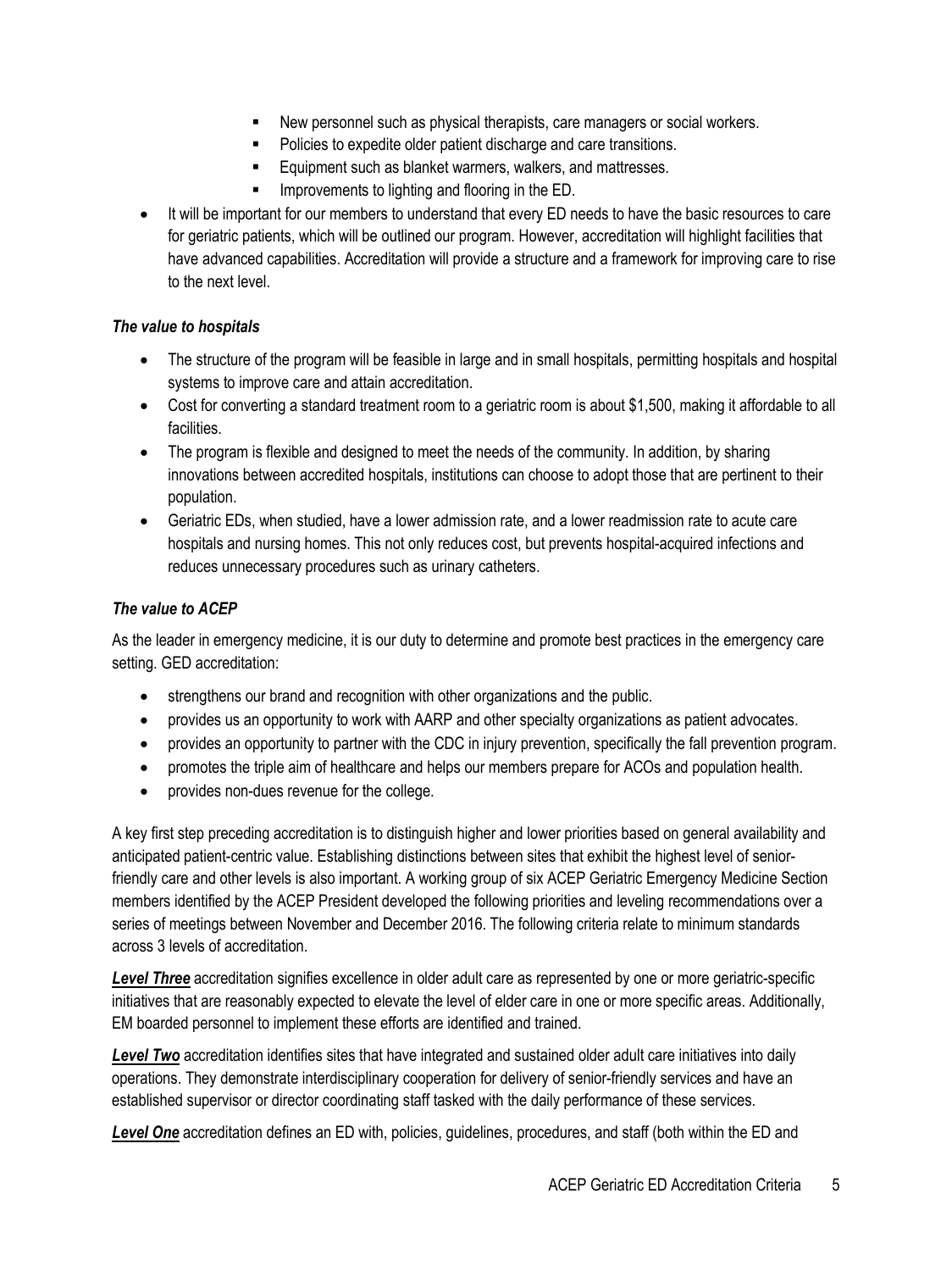- New personnel such as physical therapists, care managers or social workers.
    - Policies to expedite older patient discharge and care transitions.
    - Equipment such as blanket warmers, walkers, and mattresses.
    - Improvements to lighting and flooring in the ED.
- It will be important for our members to understand that every ED needs to have the basic resources to care for geriatric patients, which will be outlined our program. However, accreditation will highlight facilities that have advanced capabilities. Accreditation will provide a structure and a framework for improving care to rise to the next level.

### *The value to hospitals*

- The structure of the program will be feasible in large and in small hospitals, permitting hospitals and hospital systems to improve care and attain accreditation.
- Cost for converting a standard treatment room to a geriatric room is about $1,500, making it affordable to all facilities.
- The program is flexible and designed to meet the needs of the community. In addition, by sharing innovations between accredited hospitals, institutions can choose to adopt those that are pertinent to their population.
- Geriatric EDs, when studied, have a lower admission rate, and a lower readmission rate to acute care hospitals and nursing homes. This not only reduces cost, but prevents hospital-acquired infections and reduces unnecessary procedures such as urinary catheters.

### *The value to ACEP*

As the leader in emergency medicine, it is our duty to determine and promote best practices in the emergency care setting. GED accreditation:

- strengthens our brand and recognition with other organizations and the public.
- provides us an opportunity to work with AARP and other specialty organizations as patient advocates.
- provides an opportunity to partner with the CDC in injury prevention, specifically the fall prevention program.
- promotes the triple aim of healthcare and helps our members prepare for ACOs and population health.
- provides non-dues revenue for the college.

A key first step preceding accreditation is to distinguish higher and lower priorities based on general availability and anticipated patient-centric value. Establishing distinctions between sites that exhibit the highest level of senior-friendly care and other levels is also important. A working group of six ACEP Geriatric Emergency Medicine Section members identified by the ACEP President developed the following priorities and leveling recommendations over a series of meetings between November and December 2016. The following criteria relate to minimum standards across 3 levels of accreditation.

***Level Three*** accreditation signifies excellence in older adult care as represented by one or more geriatric-specific initiatives that are reasonably expected to elevate the level of elder care in one or more specific areas. Additionally, EM boarded personnel to implement these efforts are identified and trained.

***Level Two*** accreditation identifies sites that have integrated and sustained older adult care initiatives into daily operations. They demonstrate interdisciplinary cooperation for delivery of senior-friendly services and have an established supervisor or director coordinating staff tasked with the daily performance of these services.

***Level One*** accreditation defines an ED with, policies, guidelines, procedures, and staff (both within the ED and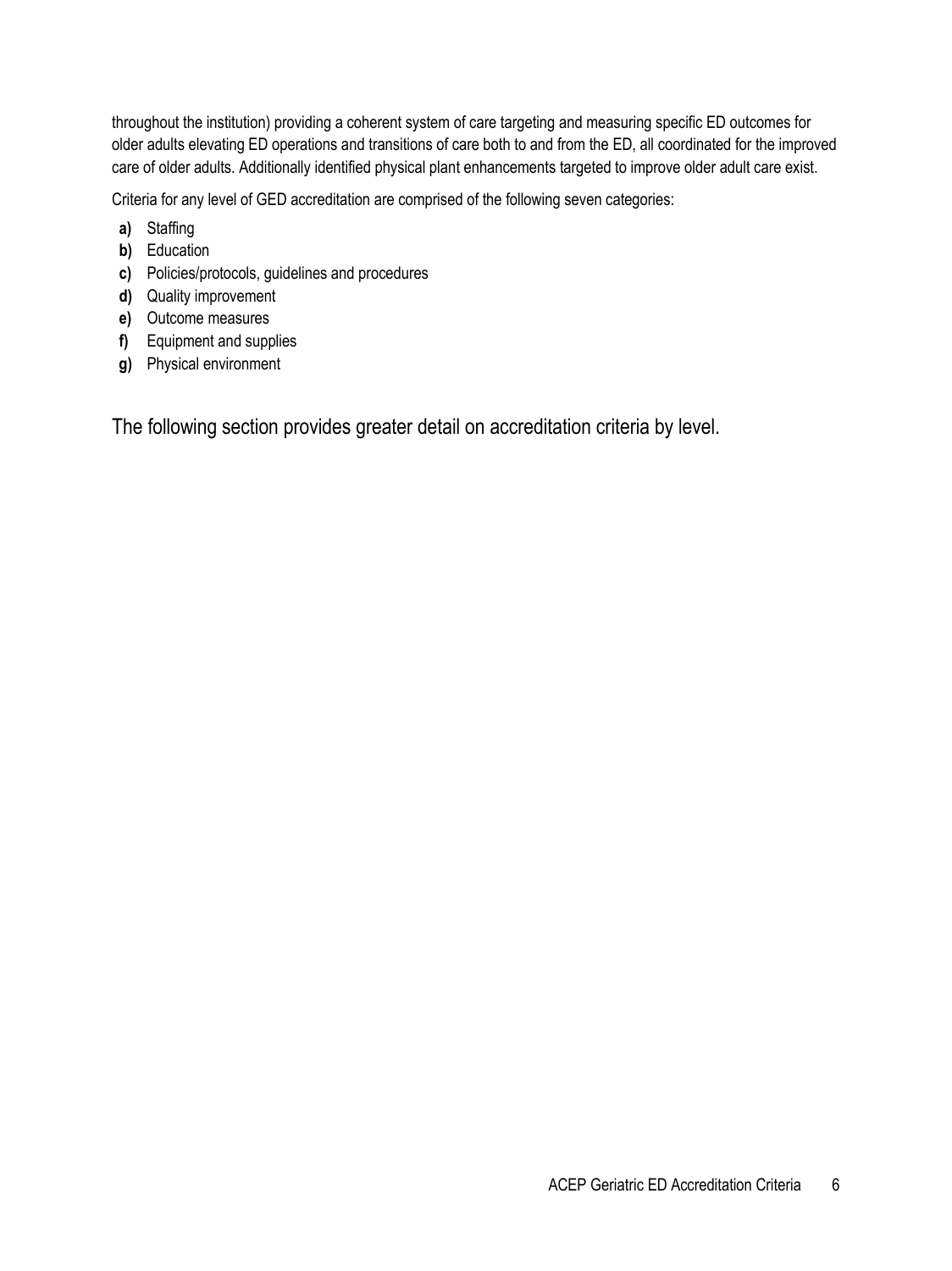throughout the institution) providing a coherent system of care targeting and measuring specific ED outcomes for older adults elevating ED operations and transitions of care both to and from the ED, all coordinated for the improved care of older adults. Additionally identified physical plant enhancements targeted to improve older adult care exist.

Criteria for any level of GED accreditation are comprised of the following seven categories:

- **a)** Staffing
- **b)** Education
- **c)** Policies/protocols, guidelines and procedures
- **d)** Quality improvement
- **e)** Outcome measures
- **f)** Equipment and supplies
- **g)** Physical environment

The following section provides greater detail on accreditation criteria by level.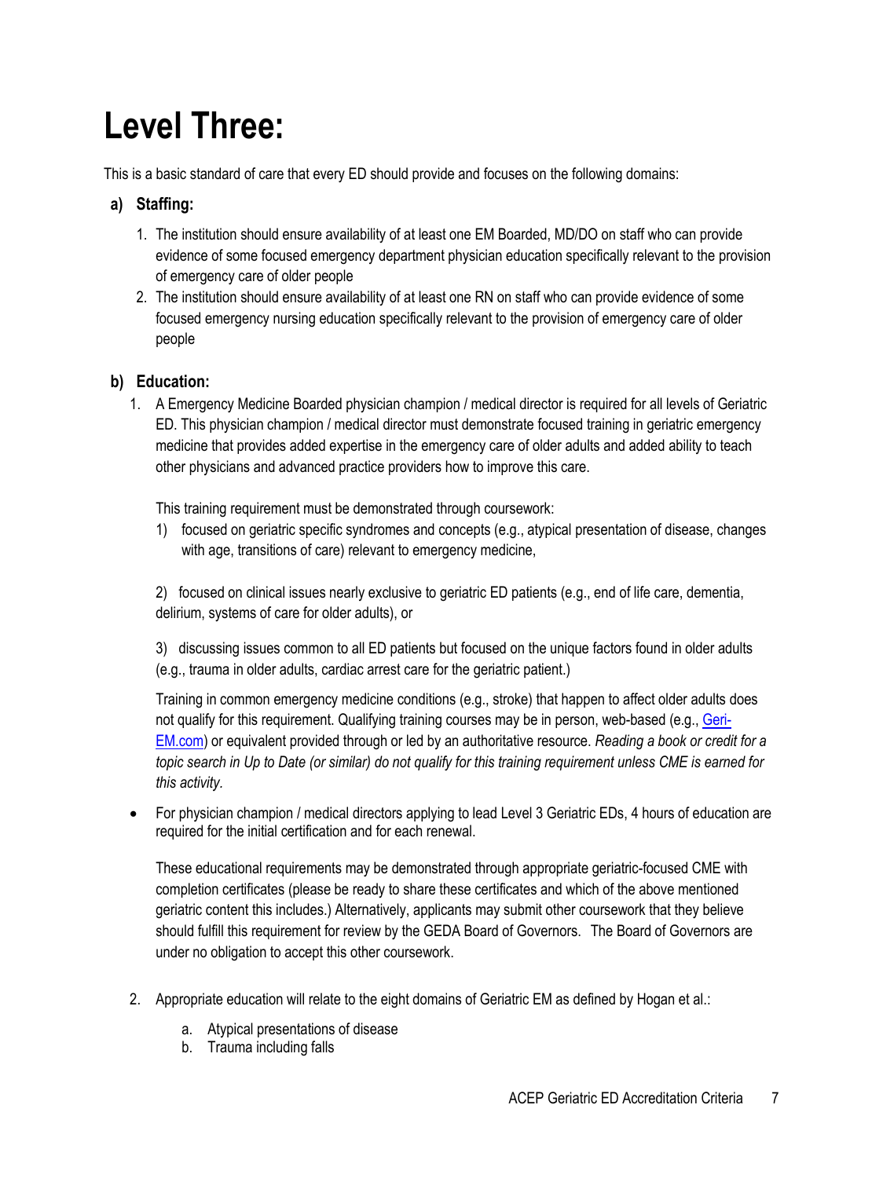# Level Three:

This is a basic standard of care that every ED should provide and focuses on the following domains:

**a) Staffing:**

1. The institution should ensure availability of at least one EM Boarded, MD/DO on staff who can provide evidence of some focused emergency department physician education specifically relevant to the provision of emergency care of older people
2. The institution should ensure availability of at least one RN on staff who can provide evidence of some focused emergency nursing education specifically relevant to the provision of emergency care of older people

**b) Education:**

1. A Emergency Medicine Boarded physician champion / medical director is required for all levels of Geriatric ED. This physician champion / medical director must demonstrate focused training in geriatric emergency medicine that provides added expertise in the emergency care of older adults and added ability to teach other physicians and advanced practice providers how to improve this care.

   This training requirement must be demonstrated through coursework:

   1) focused on geriatric specific syndromes and concepts (e.g., atypical presentation of disease, changes with age, transitions of care) relevant to emergency medicine,

   2) focused on clinical issues nearly exclusive to geriatric ED patients (e.g., end of life care, dementia, delirium, systems of care for older adults), or

   3) discussing issues common to all ED patients but focused on the unique factors found in older adults (e.g., trauma in older adults, cardiac arrest care for the geriatric patient.)

   Training in common emergency medicine conditions (e.g., stroke) that happen to affect older adults does not qualify for this requirement. Qualifying training courses may be in person, web-based (e.g., Geri-EM.com) or equivalent provided through or led by an authoritative resource. *Reading a book or credit for a topic search in Up to Date (or similar) do not qualify for this training requirement unless CME is earned for this activity.*

- For physician champion / medical directors applying to lead Level 3 Geriatric EDs, 4 hours of education are required for the initial certification and for each renewal.

  These educational requirements may be demonstrated through appropriate geriatric-focused CME with completion certificates (please be ready to share these certificates and which of the above mentioned geriatric content this includes.) Alternatively, applicants may submit other coursework that they believe should fulfill this requirement for review by the GEDA Board of Governors. The Board of Governors are under no obligation to accept this other coursework.

2. Appropriate education will relate to the eight domains of Geriatric EM as defined by Hogan et al.:
   a. Atypical presentations of disease
   b. Trauma including falls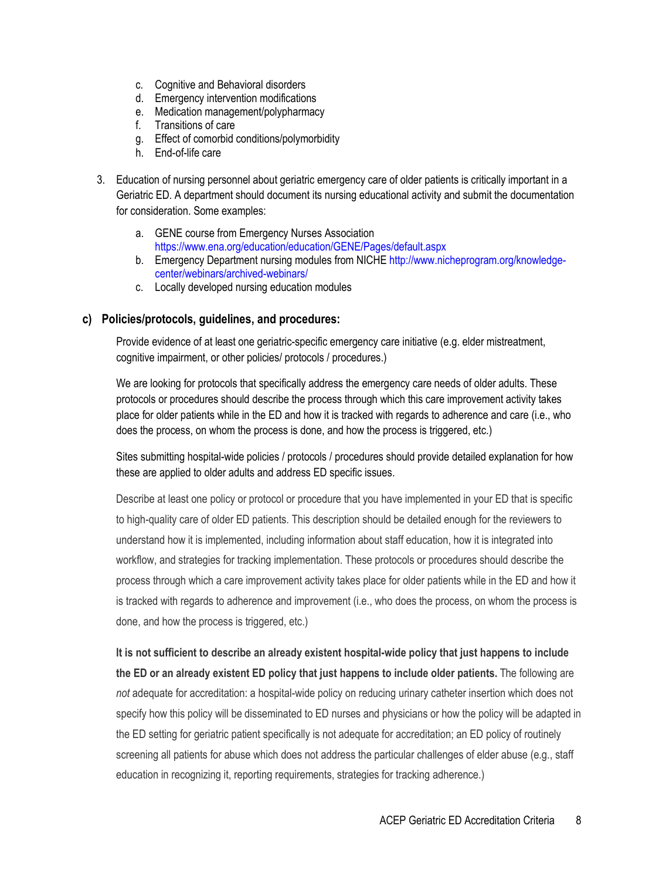c. Cognitive and Behavioral disorders
d. Emergency intervention modifications
e. Medication management/polypharmacy
f. Transitions of care
g. Effect of comorbid conditions/polymorbidity
h. End-of-life care

3. Education of nursing personnel about geriatric emergency care of older patients is critically important in a Geriatric ED. A department should document its nursing educational activity and submit the documentation for consideration. Some examples:

   a. GENE course from Emergency Nurses Association https://www.ena.org/education/education/GENE/Pages/default.aspx
   b. Emergency Department nursing modules from NICHE http://www.nicheprogram.org/knowledge-center/webinars/archived-webinars/
   c. Locally developed nursing education modules

### c) Policies/protocols, guidelines, and procedures:

Provide evidence of at least one geriatric-specific emergency care initiative (e.g. elder mistreatment, cognitive impairment, or other policies/ protocols / procedures.)

We are looking for protocols that specifically address the emergency care needs of older adults. These protocols or procedures should describe the process through which this care improvement activity takes place for older patients while in the ED and how it is tracked with regards to adherence and care (i.e., who does the process, on whom the process is done, and how the process is triggered, etc.)

Sites submitting hospital-wide policies / protocols / procedures should provide detailed explanation for how these are applied to older adults and address ED specific issues.

Describe at least one policy or protocol or procedure that you have implemented in your ED that is specific to high-quality care of older ED patients. This description should be detailed enough for the reviewers to understand how it is implemented, including information about staff education, how it is integrated into workflow, and strategies for tracking implementation. These protocols or procedures should describe the process through which a care improvement activity takes place for older patients while in the ED and how it is tracked with regards to adherence and improvement (i.e., who does the process, on whom the process is done, and how the process is triggered, etc.)

**It is not sufficient to describe an already existent hospital-wide policy that just happens to include the ED or an already existent ED policy that just happens to include older patients.** The following are *not* adequate for accreditation: a hospital-wide policy on reducing urinary catheter insertion which does not specify how this policy will be disseminated to ED nurses and physicians or how the policy will be adapted in the ED setting for geriatric patient specifically is not adequate for accreditation; an ED policy of routinely screening all patients for abuse which does not address the particular challenges of elder abuse (e.g., staff education in recognizing it, reporting requirements, strategies for tracking adherence.)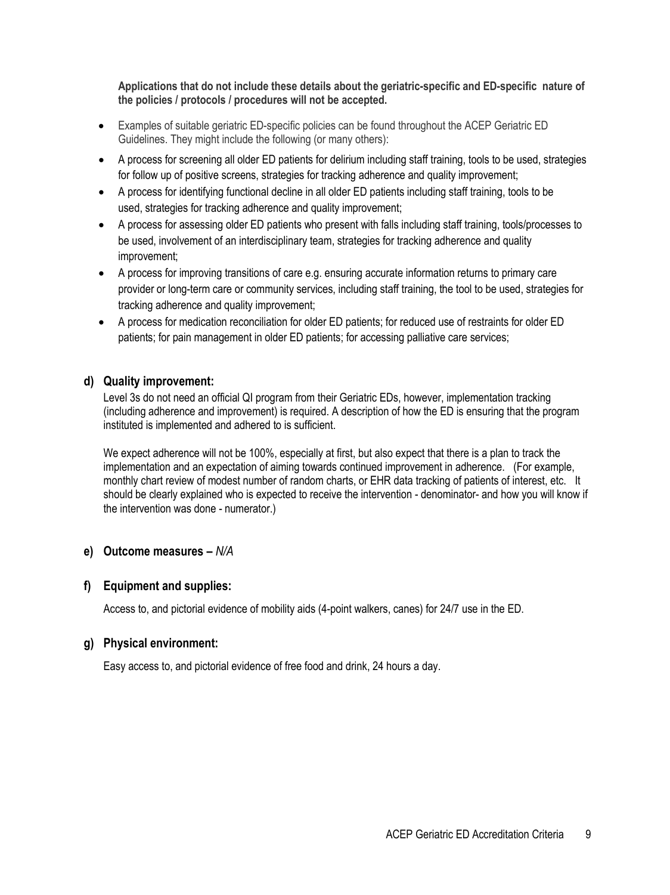**Applications that do not include these details about the geriatric-specific and ED-specific nature of the policies / protocols / procedures will not be accepted.**

- Examples of suitable geriatric ED-specific policies can be found throughout the ACEP Geriatric ED Guidelines. They might include the following (or many others):
- A process for screening all older ED patients for delirium including staff training, tools to be used, strategies for follow up of positive screens, strategies for tracking adherence and quality improvement;
- A process for identifying functional decline in all older ED patients including staff training, tools to be used, strategies for tracking adherence and quality improvement;
- A process for assessing older ED patients who present with falls including staff training, tools/processes to be used, involvement of an interdisciplinary team, strategies for tracking adherence and quality improvement;
- A process for improving transitions of care e.g. ensuring accurate information returns to primary care provider or long-term care or community services, including staff training, the tool to be used, strategies for tracking adherence and quality improvement;
- A process for medication reconciliation for older ED patients; for reduced use of restraints for older ED patients; for pain management in older ED patients; for accessing palliative care services;

### d) Quality improvement:

Level 3s do not need an official QI program from their Geriatric EDs, however, implementation tracking (including adherence and improvement) is required. A description of how the ED is ensuring that the program instituted is implemented and adhered to is sufficient.

We expect adherence will not be 100%, especially at first, but also expect that there is a plan to track the implementation and an expectation of aiming towards continued improvement in adherence. (For example, monthly chart review of modest number of random charts, or EHR data tracking of patients of interest, etc. It should be clearly explained who is expected to receive the intervention - denominator- and how you will know if the intervention was done - numerator.)

### e) Outcome measures – *N/A*

### f) Equipment and supplies:

Access to, and pictorial evidence of mobility aids (4-point walkers, canes) for 24/7 use in the ED.

### g) Physical environment:

Easy access to, and pictorial evidence of free food and drink, 24 hours a day.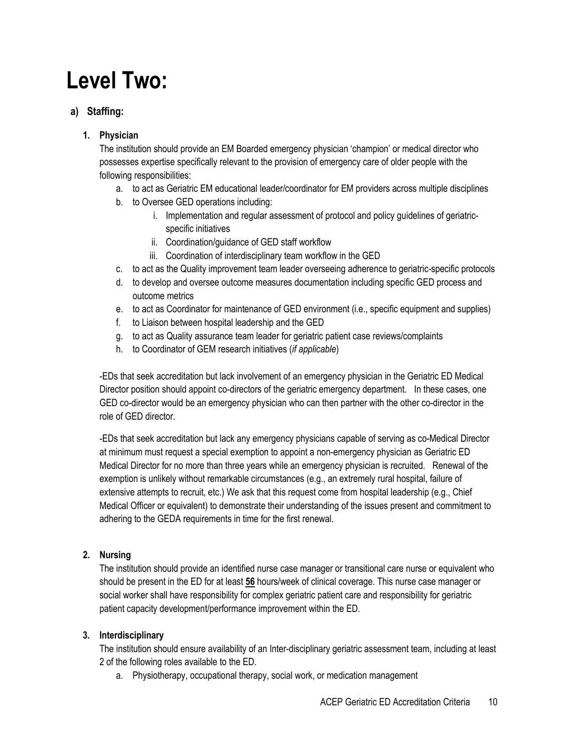# Level Two:

## a) Staffing:

### 1. Physician

The institution should provide an EM Boarded emergency physician 'champion' or medical director who possesses expertise specifically relevant to the provision of emergency care of older people with the following responsibilities:

a. to act as Geriatric EM educational leader/coordinator for EM providers across multiple disciplines
b. to Oversee GED operations including:
    i. Implementation and regular assessment of protocol and policy guidelines of geriatric-specific initiatives
    ii. Coordination/guidance of GED staff workflow
    iii. Coordination of interdisciplinary team workflow in the GED
c. to act as the Quality improvement team leader overseeing adherence to geriatric-specific protocols
d. to develop and oversee outcome measures documentation including specific GED process and outcome metrics
e. to act as Coordinator for maintenance of GED environment (i.e., specific equipment and supplies)
f. to Liaison between hospital leadership and the GED
g. to act as Quality assurance team leader for geriatric patient case reviews/complaints
h. to Coordinator of GEM research initiatives (*if applicable*)

-EDs that seek accreditation but lack involvement of an emergency physician in the Geriatric ED Medical Director position should appoint co-directors of the geriatric emergency department. In these cases, one GED co-director would be an emergency physician who can then partner with the other co-director in the role of GED director.

-EDs that seek accreditation but lack any emergency physicians capable of serving as co-Medical Director at minimum must request a special exemption to appoint a non-emergency physician as Geriatric ED Medical Director for no more than three years while an emergency physician is recruited. Renewal of the exemption is unlikely without remarkable circumstances (e.g., an extremely rural hospital, failure of extensive attempts to recruit, etc.) We ask that this request come from hospital leadership (e.g., Chief Medical Officer or equivalent) to demonstrate their understanding of the issues present and commitment to adhering to the GEDA requirements in time for the first renewal.

### 2. Nursing

The institution should provide an identified nurse case manager or transitional care nurse or equivalent who should be present in the ED for at least **56** hours/week of clinical coverage. This nurse case manager or social worker shall have responsibility for complex geriatric patient care and responsibility for geriatric patient capacity development/performance improvement within the ED.

### 3. Interdisciplinary

The institution should ensure availability of an Inter-disciplinary geriatric assessment team, including at least 2 of the following roles available to the ED.

a. Physiotherapy, occupational therapy, social work, or medication management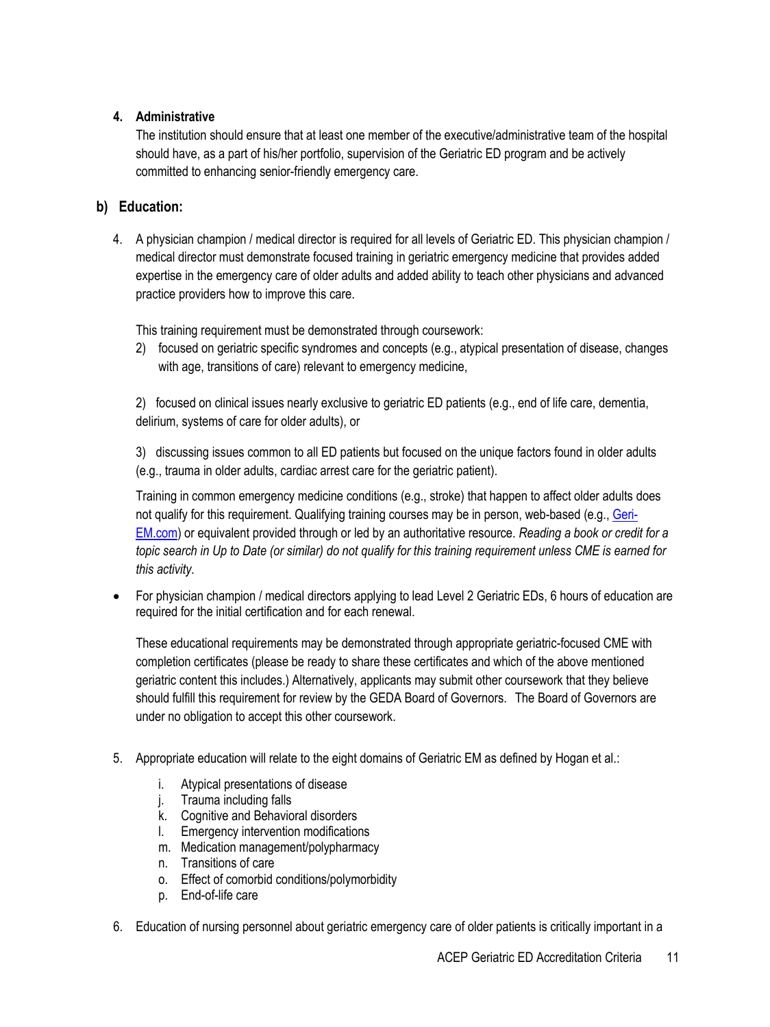4. **Administrative**

   The institution should ensure that at least one member of the executive/administrative team of the hospital should have, as a part of his/her portfolio, supervision of the Geriatric ED program and be actively committed to enhancing senior-friendly emergency care.

## b) Education:

4. A physician champion / medical director is required for all levels of Geriatric ED. This physician champion / medical director must demonstrate focused training in geriatric emergency medicine that provides added expertise in the emergency care of older adults and added ability to teach other physicians and advanced practice providers how to improve this care.

   This training requirement must be demonstrated through coursework:

   2) focused on geriatric specific syndromes and concepts (e.g., atypical presentation of disease, changes with age, transitions of care) relevant to emergency medicine,

   2) focused on clinical issues nearly exclusive to geriatric ED patients (e.g., end of life care, dementia, delirium, systems of care for older adults), or

   3) discussing issues common to all ED patients but focused on the unique factors found in older adults (e.g., trauma in older adults, cardiac arrest care for the geriatric patient).

   Training in common emergency medicine conditions (e.g., stroke) that happen to affect older adults does not qualify for this requirement. Qualifying training courses may be in person, web-based (e.g., Geri-EM.com) or equivalent provided through or led by an authoritative resource. *Reading a book or credit for a topic search in Up to Date (or similar) do not qualify for this training requirement unless CME is earned for this activity.*

- For physician champion / medical directors applying to lead Level 2 Geriatric EDs, 6 hours of education are required for the initial certification and for each renewal.

  These educational requirements may be demonstrated through appropriate geriatric-focused CME with completion certificates (please be ready to share these certificates and which of the above mentioned geriatric content this includes.) Alternatively, applicants may submit other coursework that they believe should fulfill this requirement for review by the GEDA Board of Governors. The Board of Governors are under no obligation to accept this other coursework.

5. Appropriate education will relate to the eight domains of Geriatric EM as defined by Hogan et al.:

   i. Atypical presentations of disease
   j. Trauma including falls
   k. Cognitive and Behavioral disorders
   l. Emergency intervention modifications
   m. Medication management/polypharmacy
   n. Transitions of care
   o. Effect of comorbid conditions/polymorbidity
   p. End-of-life care

6. Education of nursing personnel about geriatric emergency care of older patients is critically important in a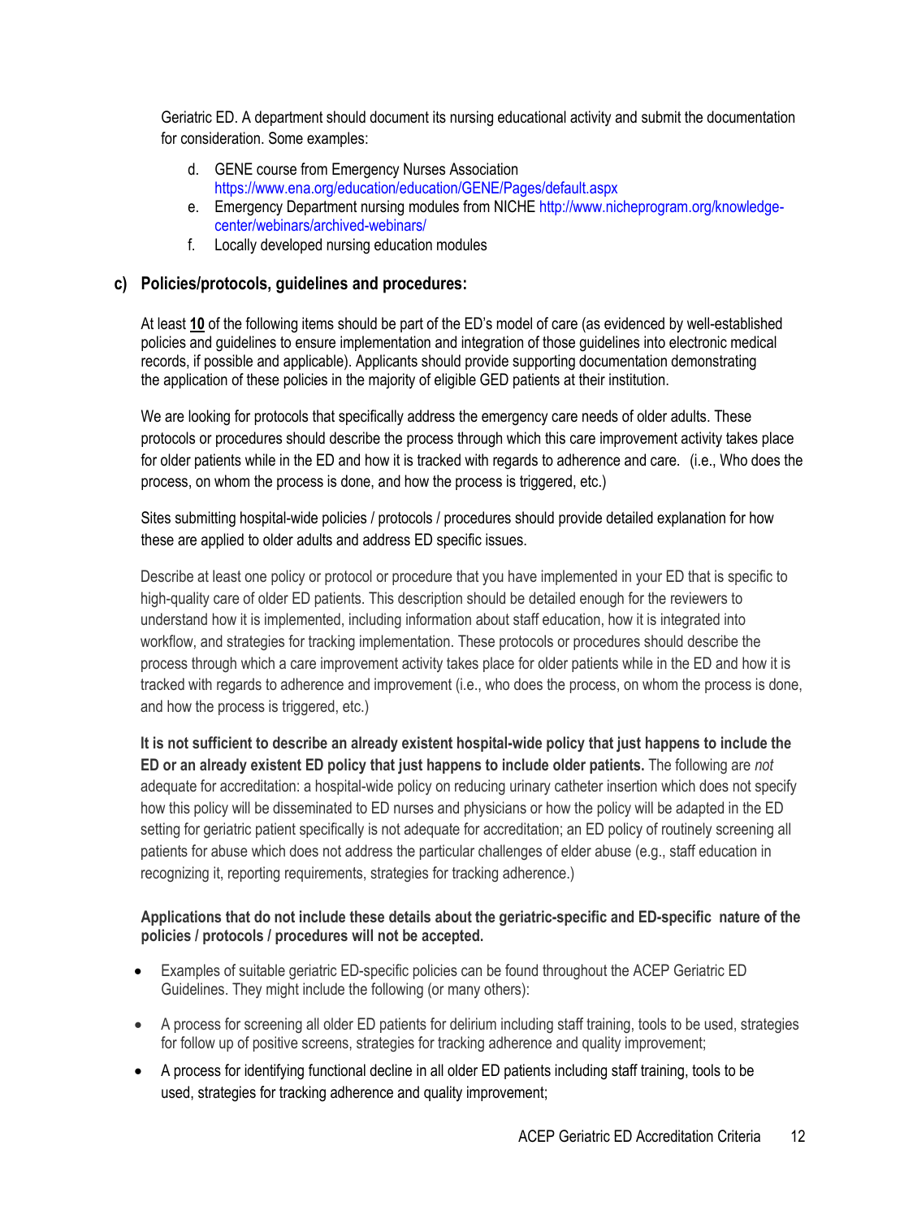Geriatric ED. A department should document its nursing educational activity and submit the documentation for consideration. Some examples:

d. GENE course from Emergency Nurses Association https://www.ena.org/education/education/GENE/Pages/default.aspx
e. Emergency Department nursing modules from NICHE http://www.nicheprogram.org/knowledge-center/webinars/archived-webinars/
f. Locally developed nursing education modules

### c) Policies/protocols, guidelines and procedures:

At least **10** of the following items should be part of the ED's model of care (as evidenced by well-established policies and guidelines to ensure implementation and integration of those guidelines into electronic medical records, if possible and applicable). Applicants should provide supporting documentation demonstrating the application of these policies in the majority of eligible GED patients at their institution.

We are looking for protocols that specifically address the emergency care needs of older adults. These protocols or procedures should describe the process through which this care improvement activity takes place for older patients while in the ED and how it is tracked with regards to adherence and care. (i.e., Who does the process, on whom the process is done, and how the process is triggered, etc.)

Sites submitting hospital-wide policies / protocols / procedures should provide detailed explanation for how these are applied to older adults and address ED specific issues.

Describe at least one policy or protocol or procedure that you have implemented in your ED that is specific to high-quality care of older ED patients. This description should be detailed enough for the reviewers to understand how it is implemented, including information about staff education, how it is integrated into workflow, and strategies for tracking implementation. These protocols or procedures should describe the process through which a care improvement activity takes place for older patients while in the ED and how it is tracked with regards to adherence and improvement (i.e., who does the process, on whom the process is done, and how the process is triggered, etc.)

**It is not sufficient to describe an already existent hospital-wide policy that just happens to include the ED or an already existent ED policy that just happens to include older patients.** The following are *not* adequate for accreditation: a hospital-wide policy on reducing urinary catheter insertion which does not specify how this policy will be disseminated to ED nurses and physicians or how the policy will be adapted in the ED setting for geriatric patient specifically is not adequate for accreditation; an ED policy of routinely screening all patients for abuse which does not address the particular challenges of elder abuse (e.g., staff education in recognizing it, reporting requirements, strategies for tracking adherence.)

**Applications that do not include these details about the geriatric-specific and ED-specific nature of the policies / protocols / procedures will not be accepted.**

- Examples of suitable geriatric ED-specific policies can be found throughout the ACEP Geriatric ED Guidelines. They might include the following (or many others):
- A process for screening all older ED patients for delirium including staff training, tools to be used, strategies for follow up of positive screens, strategies for tracking adherence and quality improvement;
- A process for identifying functional decline in all older ED patients including staff training, tools to be used, strategies for tracking adherence and quality improvement;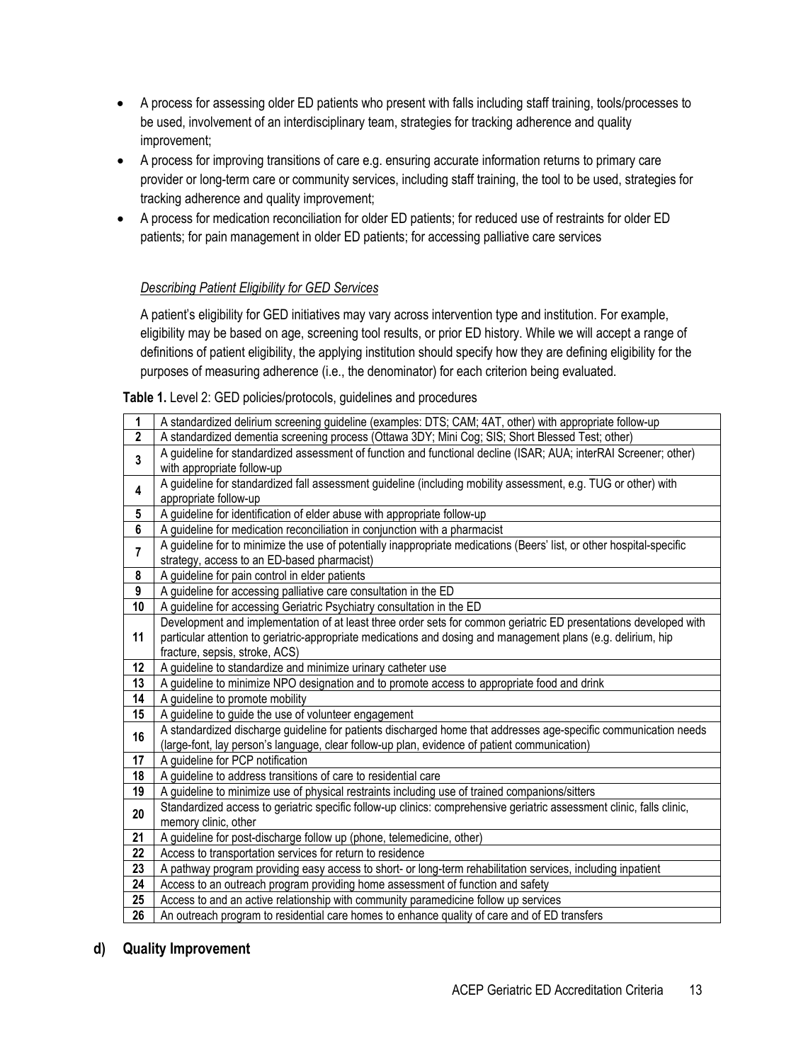- A process for assessing older ED patients who present with falls including staff training, tools/processes to be used, involvement of an interdisciplinary team, strategies for tracking adherence and quality improvement;
- A process for improving transitions of care e.g. ensuring accurate information returns to primary care provider or long-term care or community services, including staff training, the tool to be used, strategies for tracking adherence and quality improvement;
- A process for medication reconciliation for older ED patients; for reduced use of restraints for older ED patients; for pain management in older ED patients; for accessing palliative care services

*Describing Patient Eligibility for GED Services*

A patient's eligibility for GED initiatives may vary across intervention type and institution. For example, eligibility may be based on age, screening tool results, or prior ED history. While we will accept a range of definitions of patient eligibility, the applying institution should specify how they are defining eligibility for the purposes of measuring adherence (i.e., the denominator) for each criterion being evaluated.

**Table 1.** Level 2: GED policies/protocols, guidelines and procedures

| | |
|---|---|
| 1 | A standardized delirium screening guideline (examples: DTS; CAM; 4AT, other) with appropriate follow-up |
| 2 | A standardized dementia screening process (Ottawa 3DY; Mini Cog; SIS; Short Blessed Test; other) |
| 3 | A guideline for standardized assessment of function and functional decline (ISAR; AUA; interRAI Screener; other) with appropriate follow-up |
| 4 | A guideline for standardized fall assessment guideline (including mobility assessment, e.g. TUG or other) with appropriate follow-up |
| 5 | A guideline for identification of elder abuse with appropriate follow-up |
| 6 | A guideline for medication reconciliation in conjunction with a pharmacist |
| 7 | A guideline for to minimize the use of potentially inappropriate medications (Beers' list, or other hospital-specific strategy, access to an ED-based pharmacist) |
| 8 | A guideline for pain control in elder patients |
| 9 | A guideline for accessing palliative care consultation in the ED |
| 10 | A guideline for accessing Geriatric Psychiatry consultation in the ED |
| 11 | Development and implementation of at least three order sets for common geriatric ED presentations developed with particular attention to geriatric-appropriate medications and dosing and management plans (e.g. delirium, hip fracture, sepsis, stroke, ACS) |
| 12 | A guideline to standardize and minimize urinary catheter use |
| 13 | A guideline to minimize NPO designation and to promote access to appropriate food and drink |
| 14 | A guideline to promote mobility |
| 15 | A guideline to guide the use of volunteer engagement |
| 16 | A standardized discharge guideline for patients discharged home that addresses age-specific communication needs (large-font, lay person's language, clear follow-up plan, evidence of patient communication) |
| 17 | A guideline for PCP notification |
| 18 | A guideline to address transitions of care to residential care |
| 19 | A guideline to minimize use of physical restraints including use of trained companions/sitters |
| 20 | Standardized access to geriatric specific follow-up clinics: comprehensive geriatric assessment clinic, falls clinic, memory clinic, other |
| 21 | A guideline for post-discharge follow up (phone, telemedicine, other) |
| 22 | Access to transportation services for return to residence |
| 23 | A pathway program providing easy access to short- or long-term rehabilitation services, including inpatient |
| 24 | Access to an outreach program providing home assessment of function and safety |
| 25 | Access to and an active relationship with community paramedicine follow up services |
| 26 | An outreach program to residential care homes to enhance quality of care and of ED transfers |

## d) Quality Improvement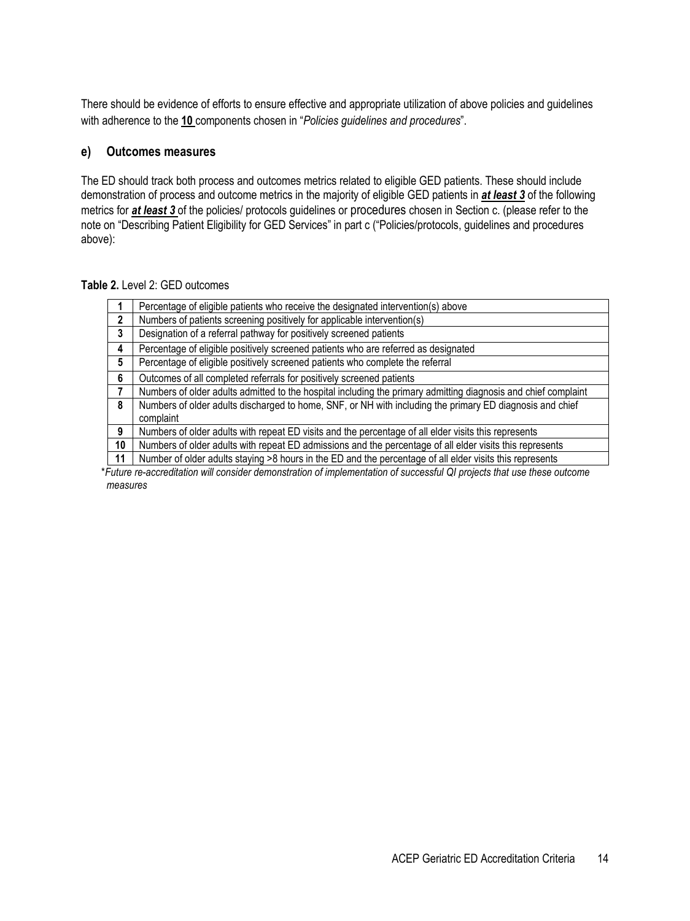There should be evidence of efforts to ensure effective and appropriate utilization of above policies and guidelines with adherence to the **10** components chosen in "*Policies guidelines and procedures*".

### e) Outcomes measures

The ED should track both process and outcomes metrics related to eligible GED patients. These should include demonstration of process and outcome metrics in the majority of eligible GED patients in ***at least 3*** of the following metrics for ***at least 3*** of the policies/ protocols guidelines or procedures chosen in Section c. (please refer to the note on "Describing Patient Eligibility for GED Services" in part c ("Policies/protocols, guidelines and procedures above):

**Table 2.** Level 2: GED outcomes

| | |
|---|---|
| **1** | Percentage of eligible patients who receive the designated intervention(s) above |
| **2** | Numbers of patients screening positively for applicable intervention(s) |
| **3** | Designation of a referral pathway for positively screened patients |
| **4** | Percentage of eligible positively screened patients who are referred as designated |
| **5** | Percentage of eligible positively screened patients who complete the referral |
| **6** | Outcomes of all completed referrals for positively screened patients |
| **7** | Numbers of older adults admitted to the hospital including the primary admitting diagnosis and chief complaint |
| **8** | Numbers of older adults discharged to home, SNF, or NH with including the primary ED diagnosis and chief complaint |
| **9** | Numbers of older adults with repeat ED visits and the percentage of all elder visits this represents |
| **10** | Numbers of older adults with repeat ED admissions and the percentage of all elder visits this represents |
| **11** | Number of older adults staying >8 hours in the ED and the percentage of all elder visits this represents |

**Future re-accreditation will consider demonstration of implementation of successful QI projects that use these outcome measures*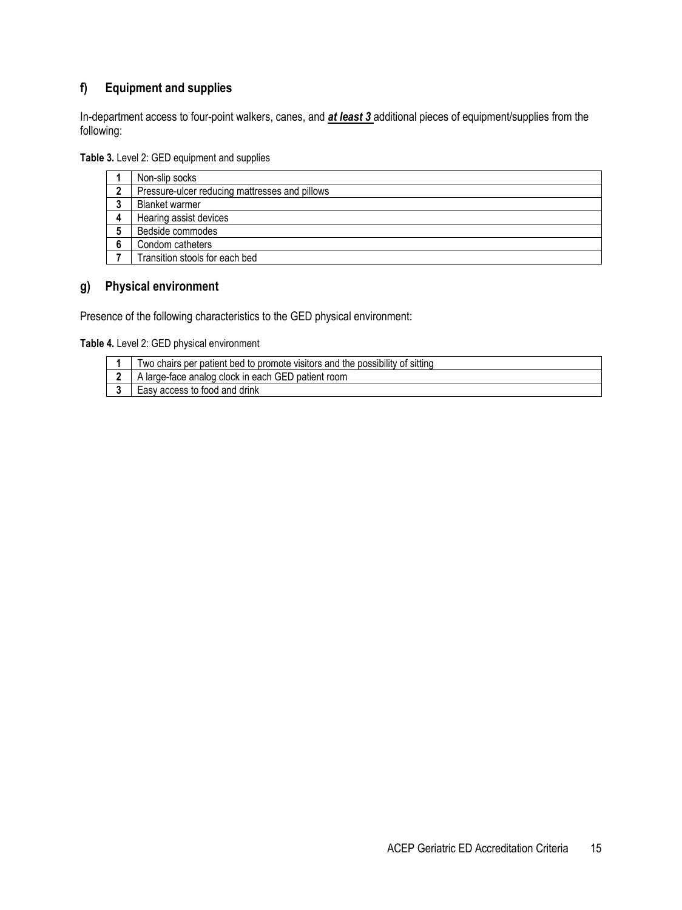## f) Equipment and supplies

In-department access to four-point walkers, canes, and ***at least 3*** additional pieces of equipment/supplies from the following:

**Table 3.** Level 2: GED equipment and supplies

| | |
|---|---|
| **1** | Non-slip socks |
| **2** | Pressure-ulcer reducing mattresses and pillows |
| **3** | Blanket warmer |
| **4** | Hearing assist devices |
| **5** | Bedside commodes |
| **6** | Condom catheters |
| **7** | Transition stools for each bed |

## g) Physical environment

Presence of the following characteristics to the GED physical environment:

**Table 4.** Level 2: GED physical environment

| | |
|---|---|
| **1** | Two chairs per patient bed to promote visitors and the possibility of sitting |
| **2** | A large-face analog clock in each GED patient room |
| **3** | Easy access to food and drink |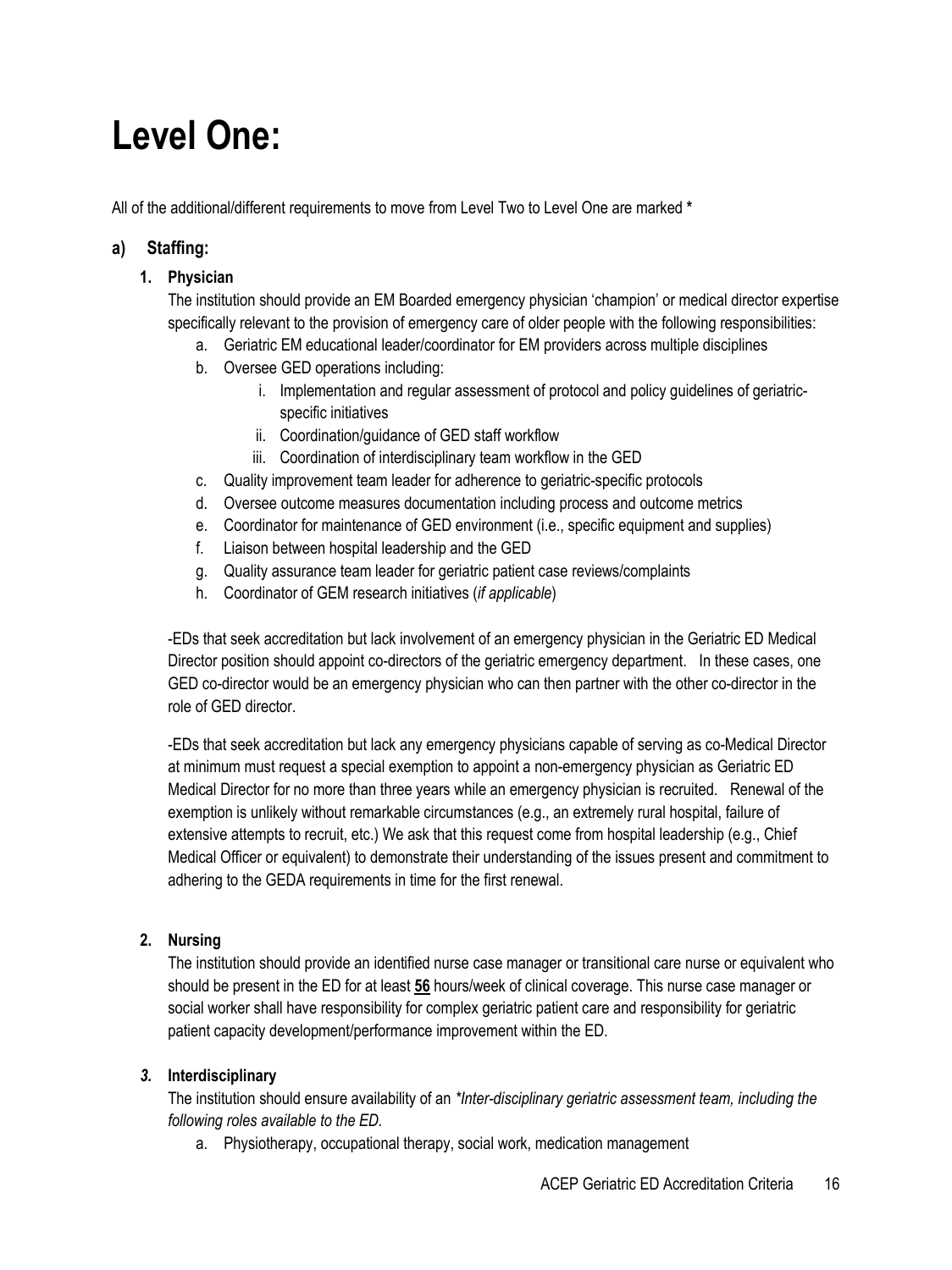# Level One:

All of the additional/different requirements to move from Level Two to Level One are marked *

## a) Staffing:

### 1. Physician

The institution should provide an EM Boarded emergency physician 'champion' or medical director expertise specifically relevant to the provision of emergency care of older people with the following responsibilities:

a. Geriatric EM educational leader/coordinator for EM providers across multiple disciplines
b. Oversee GED operations including:
    i. Implementation and regular assessment of protocol and policy guidelines of geriatric-specific initiatives
    ii. Coordination/guidance of GED staff workflow
    iii. Coordination of interdisciplinary team workflow in the GED
c. Quality improvement team leader for adherence to geriatric-specific protocols
d. Oversee outcome measures documentation including process and outcome metrics
e. Coordinator for maintenance of GED environment (i.e., specific equipment and supplies)
f. Liaison between hospital leadership and the GED
g. Quality assurance team leader for geriatric patient case reviews/complaints
h. Coordinator of GEM research initiatives (*if applicable*)

-EDs that seek accreditation but lack involvement of an emergency physician in the Geriatric ED Medical Director position should appoint co-directors of the geriatric emergency department. In these cases, one GED co-director would be an emergency physician who can then partner with the other co-director in the role of GED director.

-EDs that seek accreditation but lack any emergency physicians capable of serving as co-Medical Director at minimum must request a special exemption to appoint a non-emergency physician as Geriatric ED Medical Director for no more than three years while an emergency physician is recruited. Renewal of the exemption is unlikely without remarkable circumstances (e.g., an extremely rural hospital, failure of extensive attempts to recruit, etc.) We ask that this request come from hospital leadership (e.g., Chief Medical Officer or equivalent) to demonstrate their understanding of the issues present and commitment to adhering to the GEDA requirements in time for the first renewal.

### 2. Nursing

The institution should provide an identified nurse case manager or transitional care nurse or equivalent who should be present in the ED for at least **<u>56</u>** hours/week of clinical coverage. This nurse case manager or social worker shall have responsibility for complex geriatric patient care and responsibility for geriatric patient capacity development/performance improvement within the ED.

### *3.* Interdisciplinary

The institution should ensure availability of an *\*Inter-disciplinary geriatric assessment team, including the following roles available to the ED.*

a. Physiotherapy, occupational therapy, social work, medication management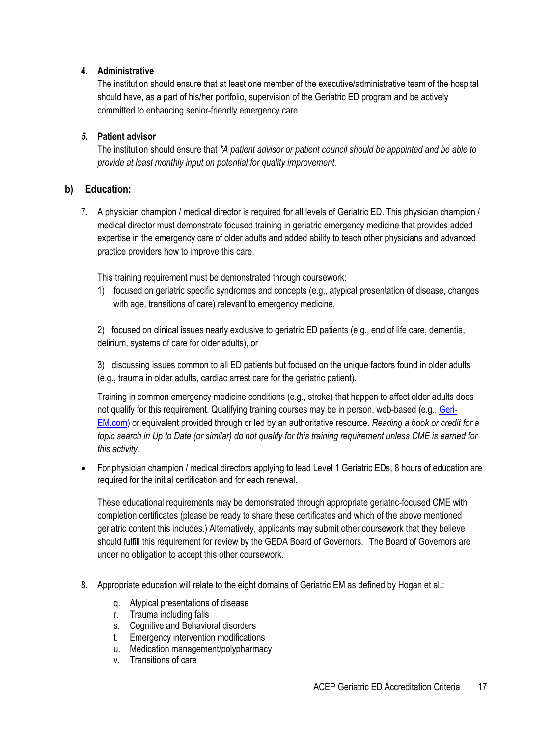4. **Administrative**
   The institution should ensure that at least one member of the executive/administrative team of the hospital should have, as a part of his/her portfolio, supervision of the Geriatric ED program and be actively committed to enhancing senior-friendly emergency care.

*5.* **Patient advisor**
   The institution should ensure that *\*A patient advisor or patient council should be appointed and be able to provide at least monthly input on potential for quality improvement.*

## b) Education:

7. A physician champion / medical director is required for all levels of Geriatric ED. This physician champion / medical director must demonstrate focused training in geriatric emergency medicine that provides added expertise in the emergency care of older adults and added ability to teach other physicians and advanced practice providers how to improve this care.

   This training requirement must be demonstrated through coursework:

   1) focused on geriatric specific syndromes and concepts (e.g., atypical presentation of disease, changes with age, transitions of care) relevant to emergency medicine,

   2) focused on clinical issues nearly exclusive to geriatric ED patients (e.g., end of life care, dementia, delirium, systems of care for older adults), or

   3) discussing issues common to all ED patients but focused on the unique factors found in older adults (e.g., trauma in older adults, cardiac arrest care for the geriatric patient).

   Training in common emergency medicine conditions (e.g., stroke) that happen to affect older adults does not qualify for this requirement. Qualifying training courses may be in person, web-based (e.g., [Geri-EM.com](Geri-EM.com)) or equivalent provided through or led by an authoritative resource. *Reading a book or credit for a topic search in Up to Date (or similar) do not qualify for this training requirement unless CME is earned for this activity.*

- For physician champion / medical directors applying to lead Level 1 Geriatric EDs, 8 hours of education are required for the initial certification and for each renewal.

  These educational requirements may be demonstrated through appropriate geriatric-focused CME with completion certificates (please be ready to share these certificates and which of the above mentioned geriatric content this includes.) Alternatively, applicants may submit other coursework that they believe should fulfill this requirement for review by the GEDA Board of Governors. The Board of Governors are under no obligation to accept this other coursework.

8. Appropriate education will relate to the eight domains of Geriatric EM as defined by Hogan et al.:

   q. Atypical presentations of disease
   r. Trauma including falls
   s. Cognitive and Behavioral disorders
   t. Emergency intervention modifications
   u. Medication management/polypharmacy
   v. Transitions of care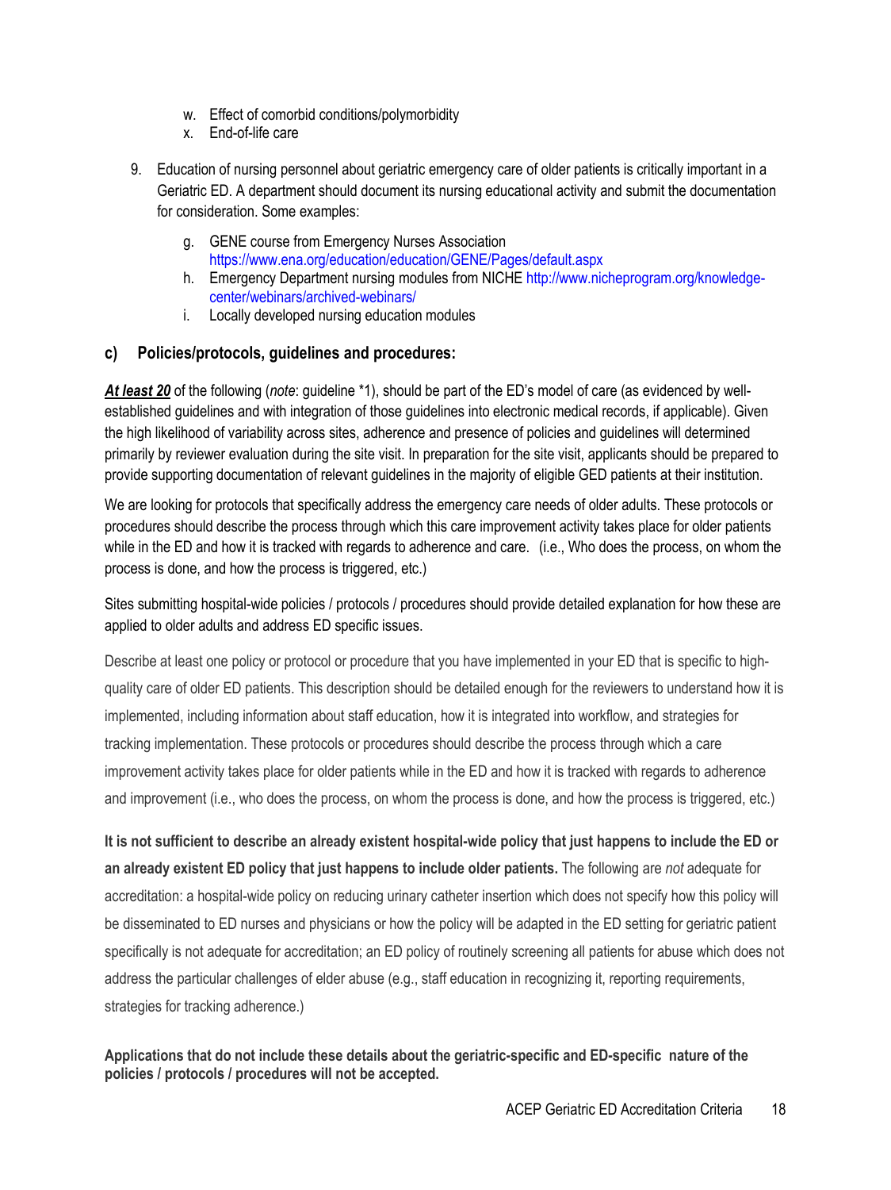w. Effect of comorbid conditions/polymorbidity
x. End-of-life care

9. Education of nursing personnel about geriatric emergency care of older patients is critically important in a Geriatric ED. A department should document its nursing educational activity and submit the documentation for consideration. Some examples:

   g. GENE course from Emergency Nurses Association https://www.ena.org/education/education/GENE/Pages/default.aspx
   h. Emergency Department nursing modules from NICHE http://www.nicheprogram.org/knowledge-center/webinars/archived-webinars/
   i. Locally developed nursing education modules

### c) Policies/protocols, guidelines and procedures:

***At least 20*** of the following (*note*: guideline *1), should be part of the ED's model of care (as evidenced by well-established guidelines and with integration of those guidelines into electronic medical records, if applicable). Given the high likelihood of variability across sites, adherence and presence of policies and guidelines will determined primarily by reviewer evaluation during the site visit. In preparation for the site visit, applicants should be prepared to provide supporting documentation of relevant guidelines in the majority of eligible GED patients at their institution.

We are looking for protocols that specifically address the emergency care needs of older adults. These protocols or procedures should describe the process through which this care improvement activity takes place for older patients while in the ED and how it is tracked with regards to adherence and care. (i.e., Who does the process, on whom the process is done, and how the process is triggered, etc.)

Sites submitting hospital-wide policies / protocols / procedures should provide detailed explanation for how these are applied to older adults and address ED specific issues.

Describe at least one policy or protocol or procedure that you have implemented in your ED that is specific to high-quality care of older ED patients. This description should be detailed enough for the reviewers to understand how it is implemented, including information about staff education, how it is integrated into workflow, and strategies for tracking implementation. These protocols or procedures should describe the process through which a care improvement activity takes place for older patients while in the ED and how it is tracked with regards to adherence and improvement (i.e., who does the process, on whom the process is done, and how the process is triggered, etc.)

**It is not sufficient to describe an already existent hospital-wide policy that just happens to include the ED or an already existent ED policy that just happens to include older patients.** The following are *not* adequate for accreditation: a hospital-wide policy on reducing urinary catheter insertion which does not specify how this policy will be disseminated to ED nurses and physicians or how the policy will be adapted in the ED setting for geriatric patient specifically is not adequate for accreditation; an ED policy of routinely screening all patients for abuse which does not address the particular challenges of elder abuse (e.g., staff education in recognizing it, reporting requirements, strategies for tracking adherence.)

**Applications that do not include these details about the geriatric-specific and ED-specific nature of the policies / protocols / procedures will not be accepted.**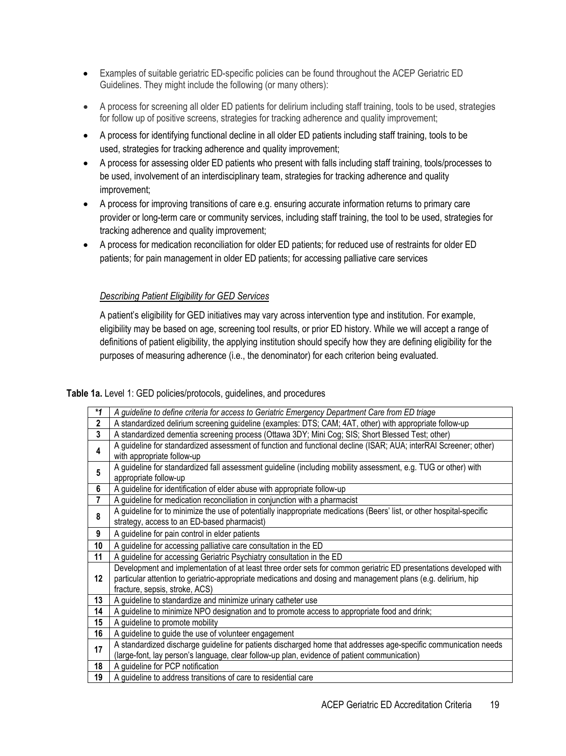- Examples of suitable geriatric ED-specific policies can be found throughout the ACEP Geriatric ED Guidelines. They might include the following (or many others):
- A process for screening all older ED patients for delirium including staff training, tools to be used, strategies for follow up of positive screens, strategies for tracking adherence and quality improvement;
- A process for identifying functional decline in all older ED patients including staff training, tools to be used, strategies for tracking adherence and quality improvement;
- A process for assessing older ED patients who present with falls including staff training, tools/processes to be used, involvement of an interdisciplinary team, strategies for tracking adherence and quality improvement;
- A process for improving transitions of care e.g. ensuring accurate information returns to primary care provider or long-term care or community services, including staff training, the tool to be used, strategies for tracking adherence and quality improvement;
- A process for medication reconciliation for older ED patients; for reduced use of restraints for older ED patients; for pain management in older ED patients; for accessing palliative care services

*Describing Patient Eligibility for GED Services*

A patient's eligibility for GED initiatives may vary across intervention type and institution. For example, eligibility may be based on age, screening tool results, or prior ED history. While we will accept a range of definitions of patient eligibility, the applying institution should specify how they are defining eligibility for the purposes of measuring adherence (i.e., the denominator) for each criterion being evaluated.

**Table 1a.** Level 1: GED policies/protocols, guidelines, and procedures

| | |
|---|---|
| *\*1* | *A guideline to define criteria for access to Geriatric Emergency Department Care from ED triage* |
| **2** | A standardized delirium screening guideline (examples: DTS; CAM; 4AT, other) with appropriate follow-up |
| **3** | A standardized dementia screening process (Ottawa 3DY; Mini Cog; SIS; Short Blessed Test; other) |
| **4** | A guideline for standardized assessment of function and functional decline (ISAR; AUA; interRAI Screener; other) with appropriate follow-up |
| **5** | A guideline for standardized fall assessment guideline (including mobility assessment, e.g. TUG or other) with appropriate follow-up |
| **6** | A guideline for identification of elder abuse with appropriate follow-up |
| **7** | A guideline for medication reconciliation in conjunction with a pharmacist |
| **8** | A guideline for to minimize the use of potentially inappropriate medications (Beers' list, or other hospital-specific strategy, access to an ED-based pharmacist) |
| **9** | A guideline for pain control in elder patients |
| **10** | A guideline for accessing palliative care consultation in the ED |
| **11** | A guideline for accessing Geriatric Psychiatry consultation in the ED |
| **12** | Development and implementation of at least three order sets for common geriatric ED presentations developed with particular attention to geriatric-appropriate medications and dosing and management plans (e.g. delirium, hip fracture, sepsis, stroke, ACS) |
| **13** | A guideline to standardize and minimize urinary catheter use |
| **14** | A guideline to minimize NPO designation and to promote access to appropriate food and drink; |
| **15** | A guideline to promote mobility |
| **16** | A guideline to guide the use of volunteer engagement |
| **17** | A standardized discharge guideline for patients discharged home that addresses age-specific communication needs (large-font, lay person's language, clear follow-up plan, evidence of patient communication) |
| **18** | A guideline for PCP notification |
| **19** | A guideline to address transitions of care to residential care |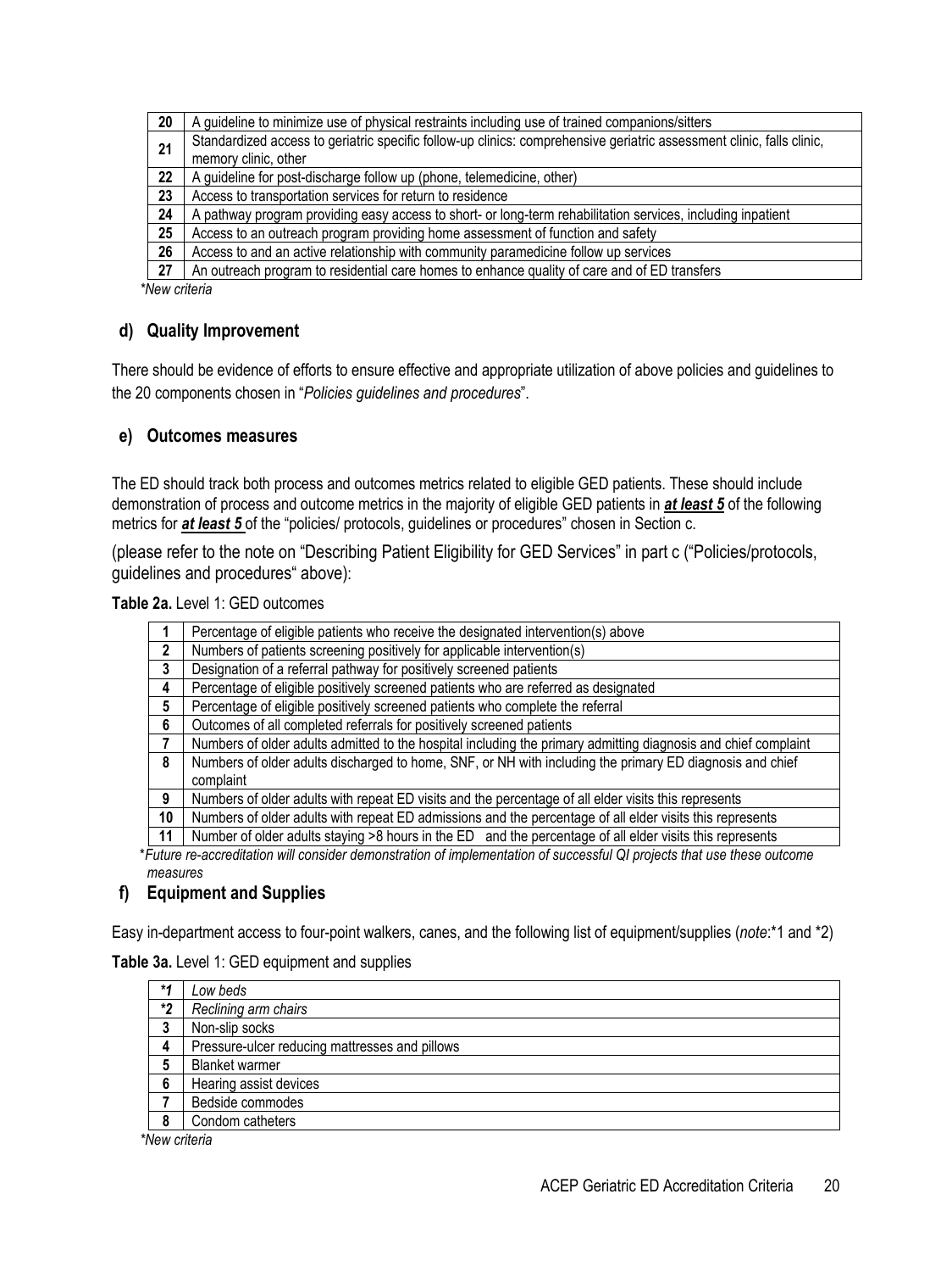| 20 | A guideline to minimize use of physical restraints including use of trained companions/sitters |
|---|---|
| 21 | Standardized access to geriatric specific follow-up clinics: comprehensive geriatric assessment clinic, falls clinic, memory clinic, other |
| 22 | A guideline for post-discharge follow up (phone, telemedicine, other) |
| 23 | Access to transportation services for return to residence |
| 24 | A pathway program providing easy access to short- or long-term rehabilitation services, including inpatient |
| 25 | Access to an outreach program providing home assessment of function and safety |
| 26 | Access to and an active relationship with community paramedicine follow up services |
| 27 | An outreach program to residential care homes to enhance quality of care and of ED transfers |

*\*New criteria*

### d) Quality Improvement

There should be evidence of efforts to ensure effective and appropriate utilization of above policies and guidelines to the 20 components chosen in "*Policies guidelines and procedures*".

### e) Outcomes measures

The ED should track both process and outcomes metrics related to eligible GED patients. These should include demonstration of process and outcome metrics in the majority of eligible GED patients in ***at least 5*** of the following metrics for ***at least 5*** of the "policies/ protocols, guidelines or procedures" chosen in Section c.

(please refer to the note on "Describing Patient Eligibility for GED Services" in part c ("Policies/protocols, guidelines and procedures" above):

**Table 2a.** Level 1: GED outcomes

| 1 | Percentage of eligible patients who receive the designated intervention(s) above |
|---|---|
| 2 | Numbers of patients screening positively for applicable intervention(s) |
| 3 | Designation of a referral pathway for positively screened patients |
| 4 | Percentage of eligible positively screened patients who are referred as designated |
| 5 | Percentage of eligible positively screened patients who complete the referral |
| 6 | Outcomes of all completed referrals for positively screened patients |
| 7 | Numbers of older adults admitted to the hospital including the primary admitting diagnosis and chief complaint |
| 8 | Numbers of older adults discharged to home, SNF, or NH with including the primary ED diagnosis and chief complaint |
| 9 | Numbers of older adults with repeat ED visits and the percentage of all elder visits this represents |
| 10 | Numbers of older adults with repeat ED admissions and the percentage of all elder visits this represents |
| 11 | Number of older adults staying >8 hours in the ED and the percentage of all elder visits this represents |

*\*Future re-accreditation will consider demonstration of implementation of successful QI projects that use these outcome measures*

### f) Equipment and Supplies

Easy in-department access to four-point walkers, canes, and the following list of equipment/supplies (*note*:\*1 and \*2)

**Table 3a.** Level 1: GED equipment and supplies

| *\*1* | *Low beds* |
|---|---|
| *\*2* | *Reclining arm chairs* |
| 3 | Non-slip socks |
| 4 | Pressure-ulcer reducing mattresses and pillows |
| 5 | Blanket warmer |
| 6 | Hearing assist devices |
| 7 | Bedside commodes |
| 8 | Condom catheters |

*\*New criteria*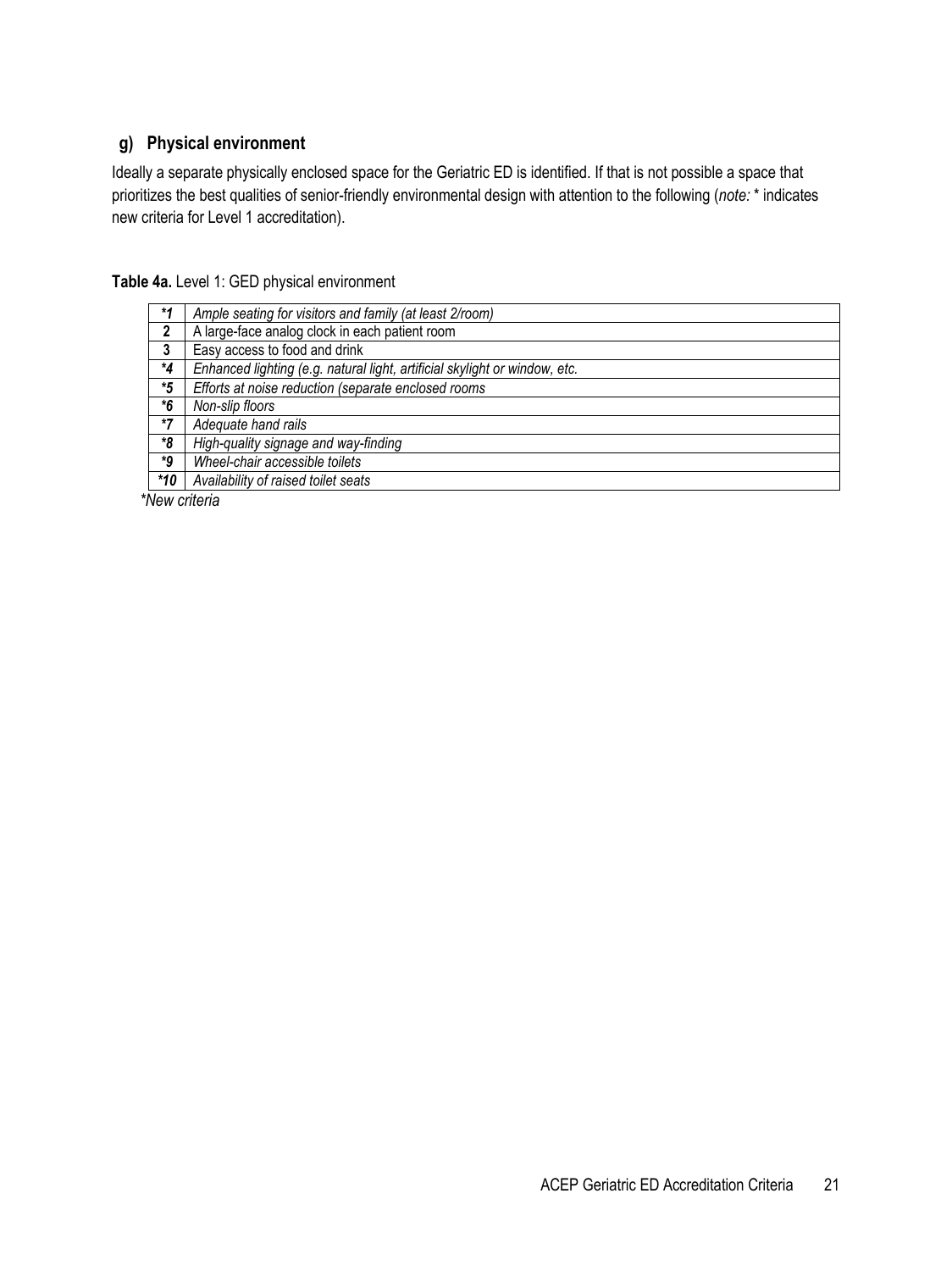### g) Physical environment

Ideally a separate physically enclosed space for the Geriatric ED is identified. If that is not possible a space that prioritizes the best qualities of senior-friendly environmental design with attention to the following (*note:* * indicates new criteria for Level 1 accreditation).

**Table 4a.** Level 1: GED physical environment

| | |
|---|---|
| ***1** | *Ample seating for visitors and family (at least 2/room)* |
| **2** | A large-face analog clock in each patient room |
| **3** | Easy access to food and drink |
| ***4** | *Enhanced lighting (e.g. natural light, artificial skylight or window, etc.* |
| ***5** | *Efforts at noise reduction (separate enclosed rooms* |
| ***6** | *Non-slip floors* |
| ***7** | *Adequate hand rails* |
| ***8** | *High-quality signage and way-finding* |
| ***9** | *Wheel-chair accessible toilets* |
| ***10** | *Availability of raised toilet seats* |

*\*New criteria*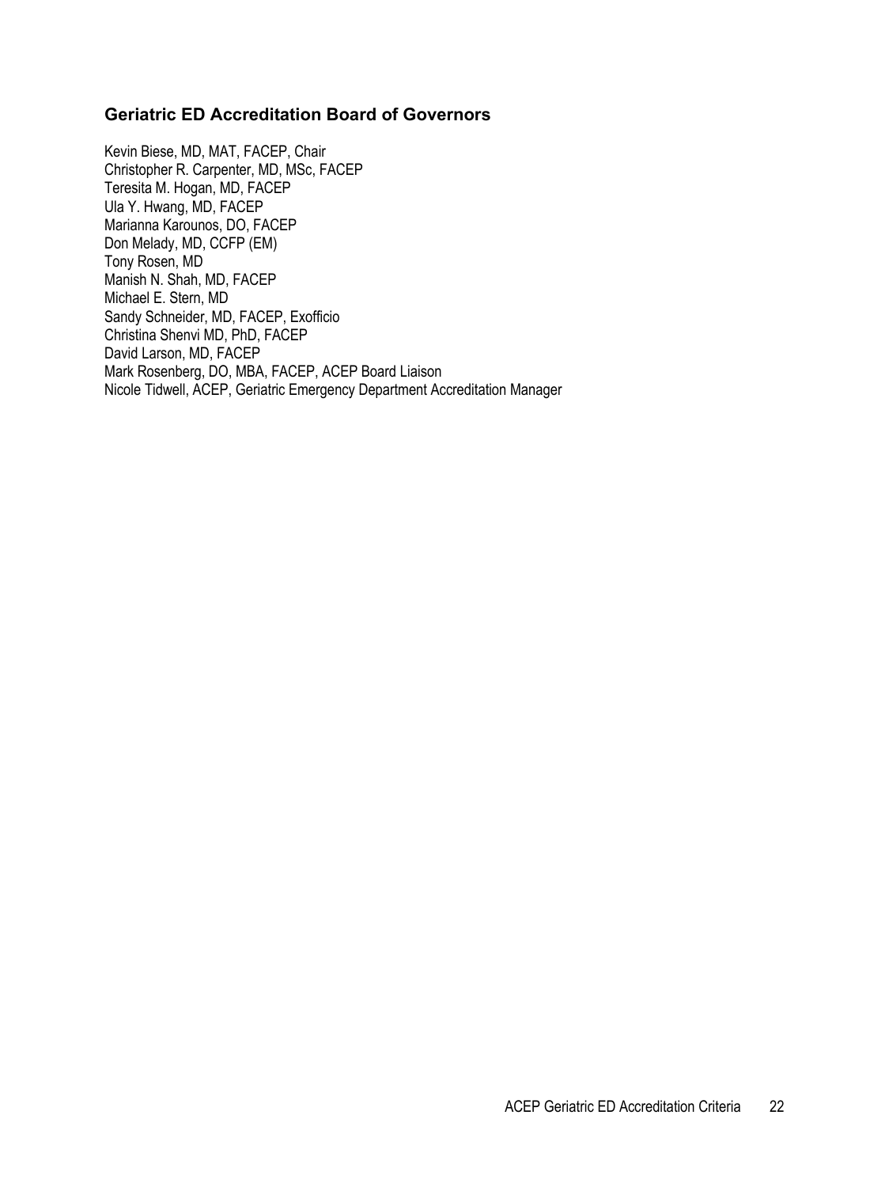## Geriatric ED Accreditation Board of Governors

Kevin Biese, MD, MAT, FACEP, Chair
Christopher R. Carpenter, MD, MSc, FACEP
Teresita M. Hogan, MD, FACEP
Ula Y. Hwang, MD, FACEP
Marianna Karounos, DO, FACEP
Don Melady, MD, CCFP (EM)
Tony Rosen, MD
Manish N. Shah, MD, FACEP
Michael E. Stern, MD
Sandy Schneider, MD, FACEP, Exofficio
Christina Shenvi MD, PhD, FACEP
David Larson, MD, FACEP
Mark Rosenberg, DO, MBA, FACEP, ACEP Board Liaison
Nicole Tidwell, ACEP, Geriatric Emergency Department Accreditation Manager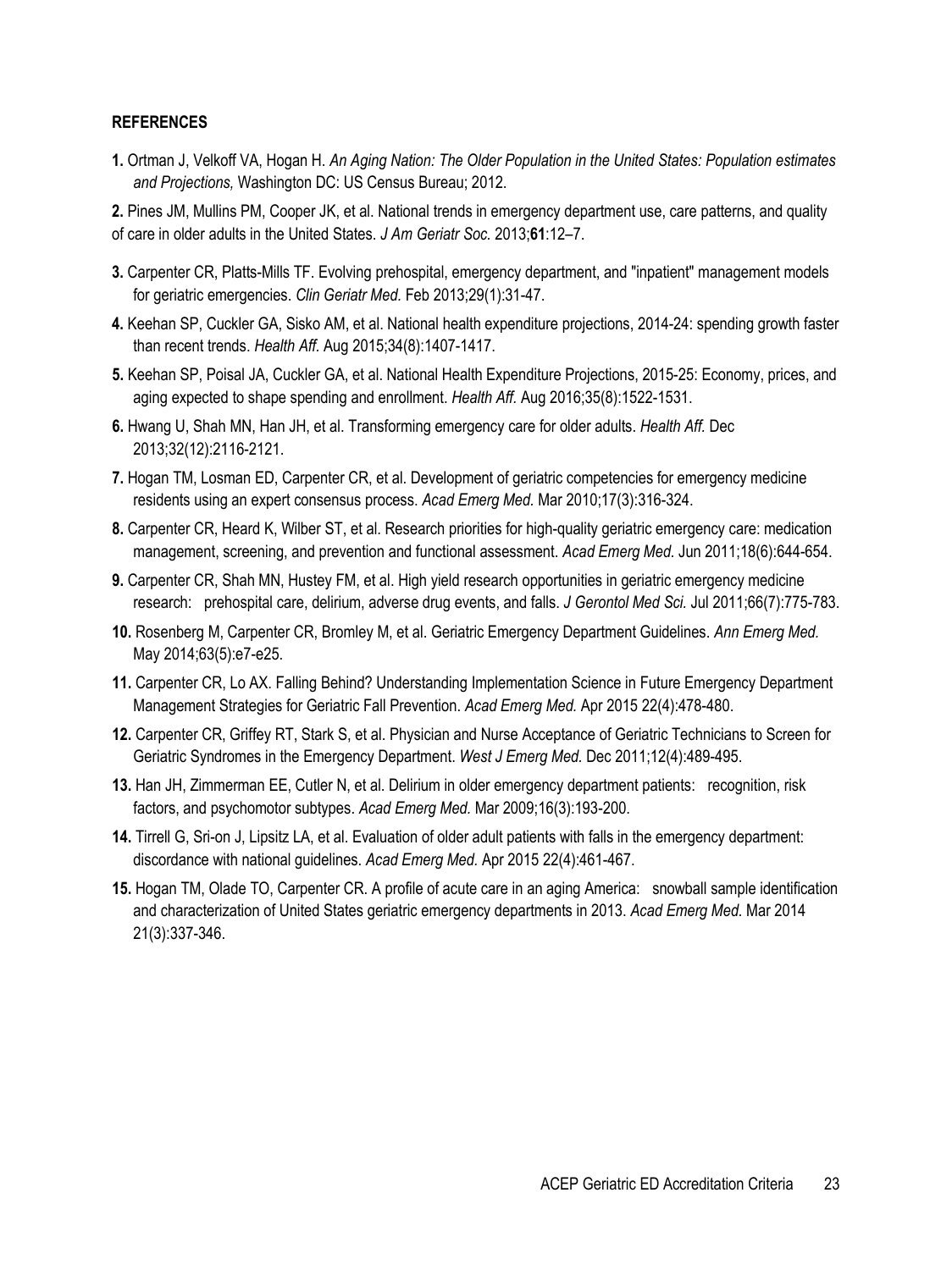## REFERENCES

**1.** Ortman J, Velkoff VA, Hogan H. *An Aging Nation: The Older Population in the United States: Population estimates and Projections,* Washington DC: US Census Bureau; 2012.

**2.** Pines JM, Mullins PM, Cooper JK, et al. National trends in emergency department use, care patterns, and quality of care in older adults in the United States. *J Am Geriatr Soc.* 2013;**61**:12–7.

**3.** Carpenter CR, Platts-Mills TF. Evolving prehospital, emergency department, and "inpatient" management models for geriatric emergencies. *Clin Geriatr Med.* Feb 2013;29(1):31-47.

**4.** Keehan SP, Cuckler GA, Sisko AM, et al. National health expenditure projections, 2014-24: spending growth faster than recent trends. *Health Aff.* Aug 2015;34(8):1407-1417.

**5.** Keehan SP, Poisal JA, Cuckler GA, et al. National Health Expenditure Projections, 2015-25: Economy, prices, and aging expected to shape spending and enrollment. *Health Aff.* Aug 2016;35(8):1522-1531.

**6.** Hwang U, Shah MN, Han JH, et al. Transforming emergency care for older adults. *Health Aff.* Dec 2013;32(12):2116-2121.

**7.** Hogan TM, Losman ED, Carpenter CR, et al. Development of geriatric competencies for emergency medicine residents using an expert consensus process. *Acad Emerg Med.* Mar 2010;17(3):316-324.

**8.** Carpenter CR, Heard K, Wilber ST, et al. Research priorities for high-quality geriatric emergency care: medication management, screening, and prevention and functional assessment. *Acad Emerg Med.* Jun 2011;18(6):644-654.

**9.** Carpenter CR, Shah MN, Hustey FM, et al. High yield research opportunities in geriatric emergency medicine research: prehospital care, delirium, adverse drug events, and falls. *J Gerontol Med Sci.* Jul 2011;66(7):775-783.

**10.** Rosenberg M, Carpenter CR, Bromley M, et al. Geriatric Emergency Department Guidelines. *Ann Emerg Med.* May 2014;63(5):e7-e25.

**11.** Carpenter CR, Lo AX. Falling Behind? Understanding Implementation Science in Future Emergency Department Management Strategies for Geriatric Fall Prevention. *Acad Emerg Med.* Apr 2015 22(4):478-480.

**12.** Carpenter CR, Griffey RT, Stark S, et al. Physician and Nurse Acceptance of Geriatric Technicians to Screen for Geriatric Syndromes in the Emergency Department. *West J Emerg Med.* Dec 2011;12(4):489-495.

**13.** Han JH, Zimmerman EE, Cutler N, et al. Delirium in older emergency department patients: recognition, risk factors, and psychomotor subtypes. *Acad Emerg Med.* Mar 2009;16(3):193-200.

**14.** Tirrell G, Sri-on J, Lipsitz LA, et al. Evaluation of older adult patients with falls in the emergency department: discordance with national guidelines. *Acad Emerg Med.* Apr 2015 22(4):461-467.

**15.** Hogan TM, Olade TO, Carpenter CR. A profile of acute care in an aging America: snowball sample identification and characterization of United States geriatric emergency departments in 2013. *Acad Emerg Med.* Mar 2014 21(3):337-346.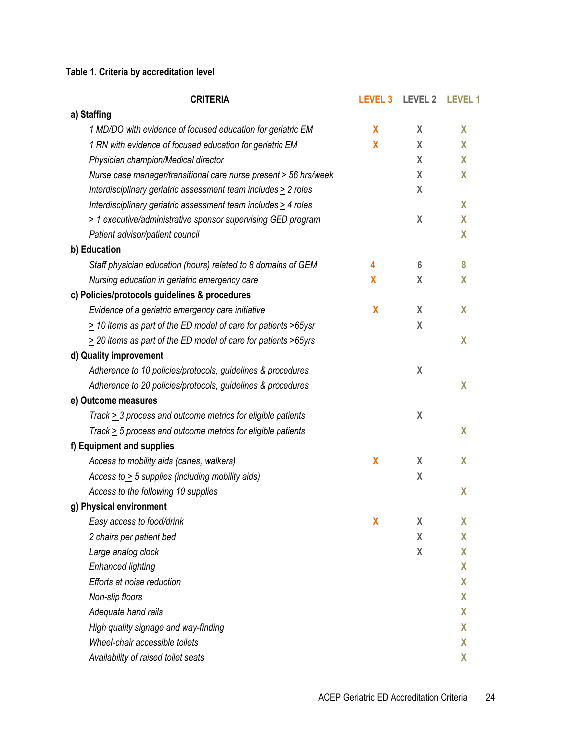**Table 1. Criteria by accreditation level**

| CRITERIA | LEVEL 3 | LEVEL 2 | LEVEL 1 |
|---|---|---|---|
| **a) Staffing** | | | |
| *1 MD/DO with evidence of focused education for geriatric EM* | X | X | X |
| *1 RN with evidence of focused education for geriatric EM* | X | X | X |
| *Physician champion/Medical director* | | X | X |
| *Nurse case manager/transitional care nurse present > 56 hrs/week* | | X | X |
| *Interdisciplinary geriatric assessment team includes ≥ 2 roles* | | X | |
| *Interdisciplinary geriatric assessment team includes ≥ 4 roles* | | | X |
| *> 1 executive/administrative sponsor supervising GED program* | | X | X |
| *Patient advisor/patient council* | | | X |
| **b) Education** | | | |
| *Staff physician education (hours) related to 8 domains of GEM* | 4 | 6 | 8 |
| *Nursing education in geriatric emergency care* | X | X | X |
| **c) Policies/protocols guidelines & procedures** | | | |
| *Evidence of a geriatric emergency care initiative* | X | X | X |
| *≥ 10 items as part of the ED model of care for patients >65ysr* | | X | |
| *≥ 20 items as part of the ED model of care for patients >65yrs* | | | X |
| **d) Quality improvement** | | | |
| *Adherence to 10 policies/protocols, guidelines & procedures* | | X | |
| *Adherence to 20 policies/protocols, guidelines & procedures* | | | X |
| **e) Outcome measures** | | | |
| *Track ≥ 3 process and outcome metrics for eligible patients* | | X | |
| *Track ≥ 5 process and outcome metrics for eligible patients* | | | X |
| **f) Equipment and supplies** | | | |
| *Access to mobility aids (canes, walkers)* | X | X | X |
| *Access to ≥ 5 supplies (including mobility aids)* | | X | |
| *Access to the following 10 supplies* | | | X |
| **g) Physical environment** | | | |
| *Easy access to food/drink* | X | X | X |
| *2 chairs per patient bed* | | X | X |
| *Large analog clock* | | X | X |
| *Enhanced lighting* | | | X |
| *Efforts at noise reduction* | | | X |
| *Non-slip floors* | | | X |
| *Adequate hand rails* | | | X |
| *High quality signage and way-finding* | | | X |
| *Wheel-chair accessible toilets* | | | X |
| *Availability of raised toilet seats* | | | X |